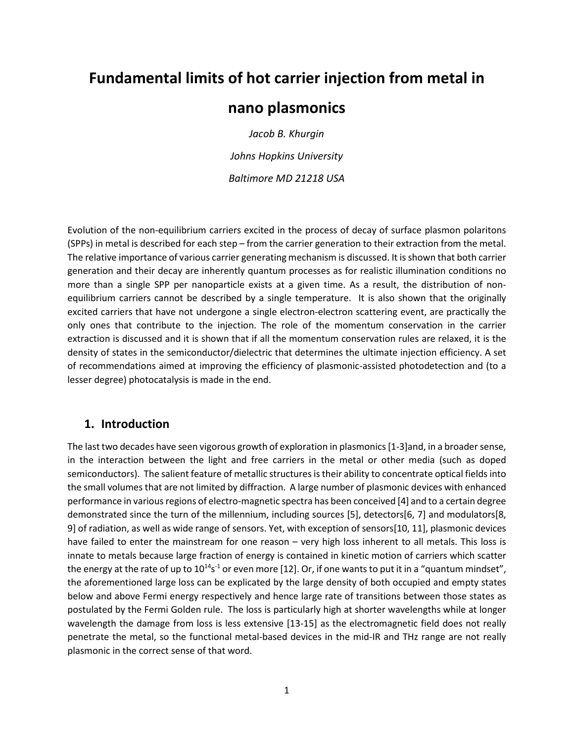# Fundamental limits of hot carrier injection from metal in nano plasmonics

*Jacob B. Khurgin*

*Johns Hopkins University*

*Baltimore MD 21218 USA*

Evolution of the non-equilibrium carriers excited in the process of decay of surface plasmon polaritons (SPPs) in metal is described for each step – from the carrier generation to their extraction from the metal. The relative importance of various carrier generating mechanism is discussed. It is shown that both carrier generation and their decay are inherently quantum processes as for realistic illumination conditions no more than a single SPP per nanoparticle exists at a given time. As a result, the distribution of non-equilibrium carriers cannot be described by a single temperature. It is also shown that the originally excited carriers that have not undergone a single electron-electron scattering event, are practically the only ones that contribute to the injection. The role of the momentum conservation in the carrier extraction is discussed and it is shown that if all the momentum conservation rules are relaxed, it is the density of states in the semiconductor/dielectric that determines the ultimate injection efficiency. A set of recommendations aimed at improving the efficiency of plasmonic-assisted photodetection and (to a lesser degree) photocatalysis is made in the end.

## 1. Introduction

The last two decades have seen vigorous growth of exploration in plasmonics [1-3]and, in a broader sense, in the interaction between the light and free carriers in the metal or other media (such as doped semiconductors). The salient feature of metallic structures is their ability to concentrate optical fields into the small volumes that are not limited by diffraction. A large number of plasmonic devices with enhanced performance in various regions of electro-magnetic spectra has been conceived [4] and to a certain degree demonstrated since the turn of the millennium, including sources [5], detectors[6, 7] and modulators[8, 9] of radiation, as well as wide range of sensors. Yet, with exception of sensors[10, 11], plasmonic devices have failed to enter the mainstream for one reason – very high loss inherent to all metals. This loss is innate to metals because large fraction of energy is contained in kinetic motion of carriers which scatter the energy at the rate of up to $10^{14}s^{-1}$ or even more [12]. Or, if one wants to put it in a "quantum mindset", the aforementioned large loss can be explicated by the large density of both occupied and empty states below and above Fermi energy respectively and hence large rate of transitions between those states as postulated by the Fermi Golden rule. The loss is particularly high at shorter wavelengths while at longer wavelength the damage from loss is less extensive [13-15] as the electromagnetic field does not really penetrate the metal, so the functional metal-based devices in the mid-IR and THz range are not really plasmonic in the correct sense of that word.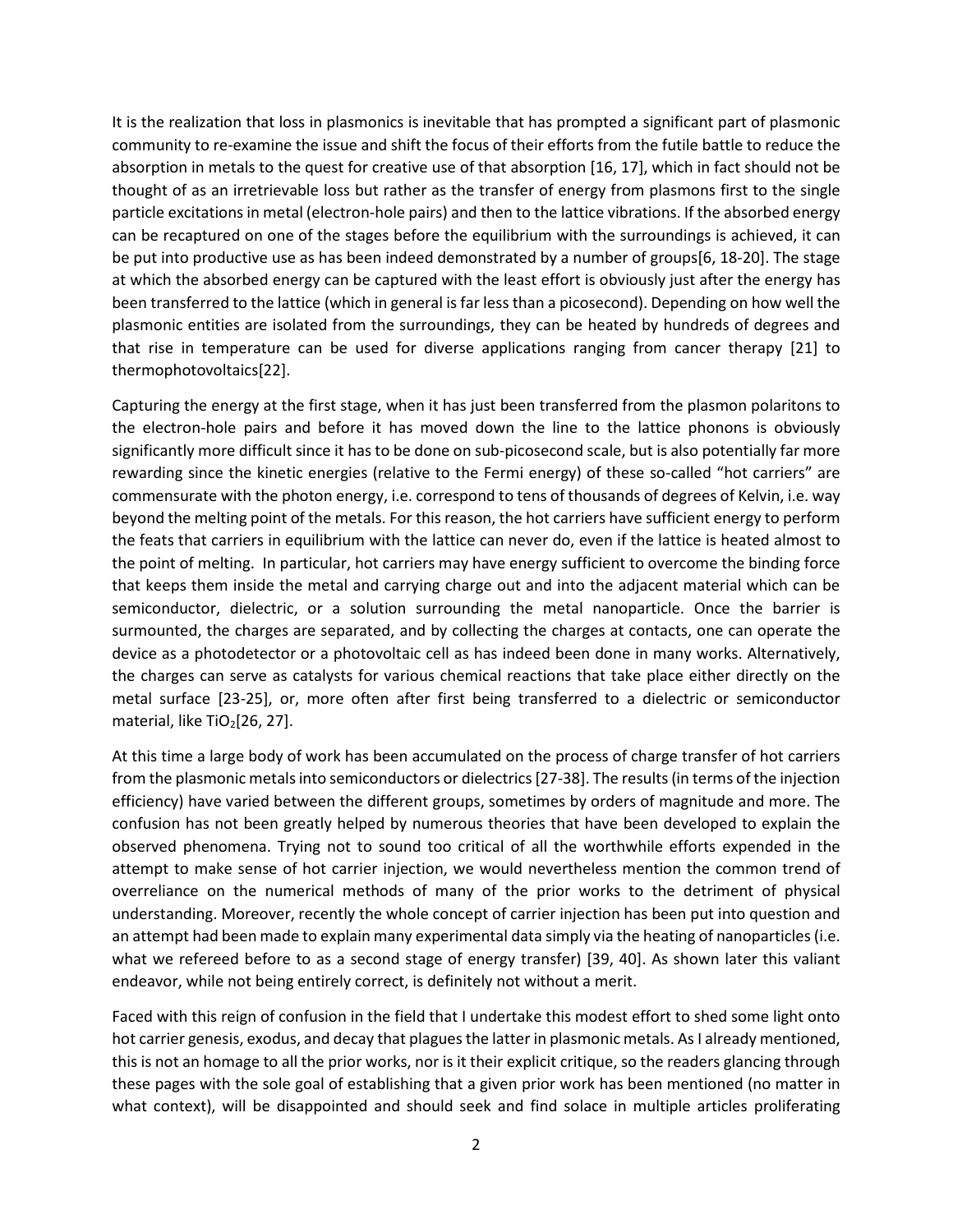It is the realization that loss in plasmonics is inevitable that has prompted a significant part of plasmonic community to re-examine the issue and shift the focus of their efforts from the futile battle to reduce the absorption in metals to the quest for creative use of that absorption [16, 17], which in fact should not be thought of as an irretrievable loss but rather as the transfer of energy from plasmons first to the single particle excitations in metal (electron-hole pairs) and then to the lattice vibrations. If the absorbed energy can be recaptured on one of the stages before the equilibrium with the surroundings is achieved, it can be put into productive use as has been indeed demonstrated by a number of groups[6, 18-20]. The stage at which the absorbed energy can be captured with the least effort is obviously just after the energy has been transferred to the lattice (which in general is far less than a picosecond). Depending on how well the plasmonic entities are isolated from the surroundings, they can be heated by hundreds of degrees and that rise in temperature can be used for diverse applications ranging from cancer therapy [21] to thermophotovoltaics[22].

Capturing the energy at the first stage, when it has just been transferred from the plasmon polaritons to the electron-hole pairs and before it has moved down the line to the lattice phonons is obviously significantly more difficult since it has to be done on sub-picosecond scale, but is also potentially far more rewarding since the kinetic energies (relative to the Fermi energy) of these so-called "hot carriers" are commensurate with the photon energy, i.e. correspond to tens of thousands of degrees of Kelvin, i.e. way beyond the melting point of the metals. For this reason, the hot carriers have sufficient energy to perform the feats that carriers in equilibrium with the lattice can never do, even if the lattice is heated almost to the point of melting. In particular, hot carriers may have energy sufficient to overcome the binding force that keeps them inside the metal and carrying charge out and into the adjacent material which can be semiconductor, dielectric, or a solution surrounding the metal nanoparticle. Once the barrier is surmounted, the charges are separated, and by collecting the charges at contacts, one can operate the device as a photodetector or a photovoltaic cell as has indeed been done in many works. Alternatively, the charges can serve as catalysts for various chemical reactions that take place either directly on the metal surface [23-25], or, more often after first being transferred to a dielectric or semiconductor material, like $TiO_2$[26, 27].

At this time a large body of work has been accumulated on the process of charge transfer of hot carriers from the plasmonic metals into semiconductors or dielectrics[27-38]. The results (in terms of the injection efficiency) have varied between the different groups, sometimes by orders of magnitude and more. The confusion has not been greatly helped by numerous theories that have been developed to explain the observed phenomena. Trying not to sound too critical of all the worthwhile efforts expended in the attempt to make sense of hot carrier injection, we would nevertheless mention the common trend of overreliance on the numerical methods of many of the prior works to the detriment of physical understanding. Moreover, recently the whole concept of carrier injection has been put into question and an attempt had been made to explain many experimental data simply via the heating of nanoparticles (i.e. what we refereed before to as a second stage of energy transfer) [39, 40]. As shown later this valiant endeavor, while not being entirely correct, is definitely not without a merit.

Faced with this reign of confusion in the field that I undertake this modest effort to shed some light onto hot carrier genesis, exodus, and decay that plagues the latter in plasmonic metals. As I already mentioned, this is not an homage to all the prior works, nor is it their explicit critique, so the readers glancing through these pages with the sole goal of establishing that a given prior work has been mentioned (no matter in what context), will be disappointed and should seek and find solace in multiple articles proliferating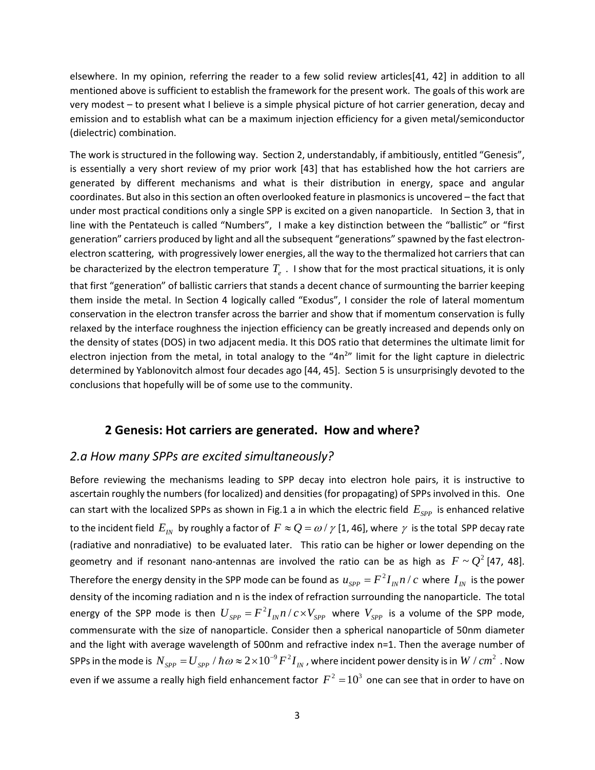elsewhere. In my opinion, referring the reader to a few solid review articles[41, 42] in addition to all mentioned above is sufficient to establish the framework for the present work. The goals of this work are very modest – to present what I believe is a simple physical picture of hot carrier generation, decay and emission and to establish what can be a maximum injection efficiency for a given metal/semiconductor (dielectric) combination.

The work is structured in the following way. Section 2, understandably, if ambitiously, entitled "Genesis", is essentially a very short review of my prior work [43] that has established how the hot carriers are generated by different mechanisms and what is their distribution in energy, space and angular coordinates. But also in this section an often overlooked feature in plasmonics is uncovered – the fact that under most practical conditions only a single SPP is excited on a given nanoparticle. In Section 3, that in line with the Pentateuch is called "Numbers", I make a key distinction between the "ballistic" or "first generation" carriers produced by light and all the subsequent "generations" spawned by the fast electron-electron scattering, with progressively lower energies, all the way to the thermalized hot carriers that can be characterized by the electron temperature $T_e$. I show that for the most practical situations, it is only that first "generation" of ballistic carriers that stands a decent chance of surmounting the barrier keeping them inside the metal. In Section 4 logically called "Exodus", I consider the role of lateral momentum conservation in the electron transfer across the barrier and show that if momentum conservation is fully relaxed by the interface roughness the injection efficiency can be greatly increased and depends only on the density of states (DOS) in two adjacent media. It this DOS ratio that determines the ultimate limit for electron injection from the metal, in total analogy to the "$4n^2$" limit for the light capture in dielectric determined by Yablonovitch almost four decades ago [44, 45]. Section 5 is unsurprisingly devoted to the conclusions that hopefully will be of some use to the community.

## 2 Genesis: Hot carriers are generated. How and where?

### *2.a How many SPPs are excited simultaneously?*

Before reviewing the mechanisms leading to SPP decay into electron hole pairs, it is instructive to ascertain roughly the numbers (for localized) and densities (for propagating) of SPPs involved in this. One can start with the localized SPPs as shown in Fig.1 a in which the electric field $E_{SPP}$ is enhanced relative to the incident field $E_{IN}$ by roughly a factor of $F \approx Q = \omega / \gamma$ [1, 46], where $\gamma$ is the total SPP decay rate (radiative and nonradiative) to be evaluated later. This ratio can be higher or lower depending on the geometry and if resonant nano-antennas are involved the ratio can be as high as $F \sim Q^2$ [47, 48]. Therefore the energy density in the SPP mode can be found as $u_{SPP} = F^2 I_{IN} n / c$ where $I_{IN}$ is the power density of the incoming radiation and n is the index of refraction surrounding the nanoparticle. The total energy of the SPP mode is then $U_{SPP} = F^2 I_{IN} n / c \times V_{SPP}$ where $V_{SPP}$ is a volume of the SPP mode, commensurate with the size of nanoparticle. Consider then a spherical nanoparticle of 50nm diameter and the light with average wavelength of 500nm and refractive index n=1. Then the average number of SPPs in the mode is $N_{SPP} = U_{SPP} / \hbar\omega \approx 2 \times 10^{-9} F^2 I_{IN}$, where incident power density is in $W / cm^2$. Now even if we assume a really high field enhancement factor $F^2 = 10^3$ one can see that in order to have on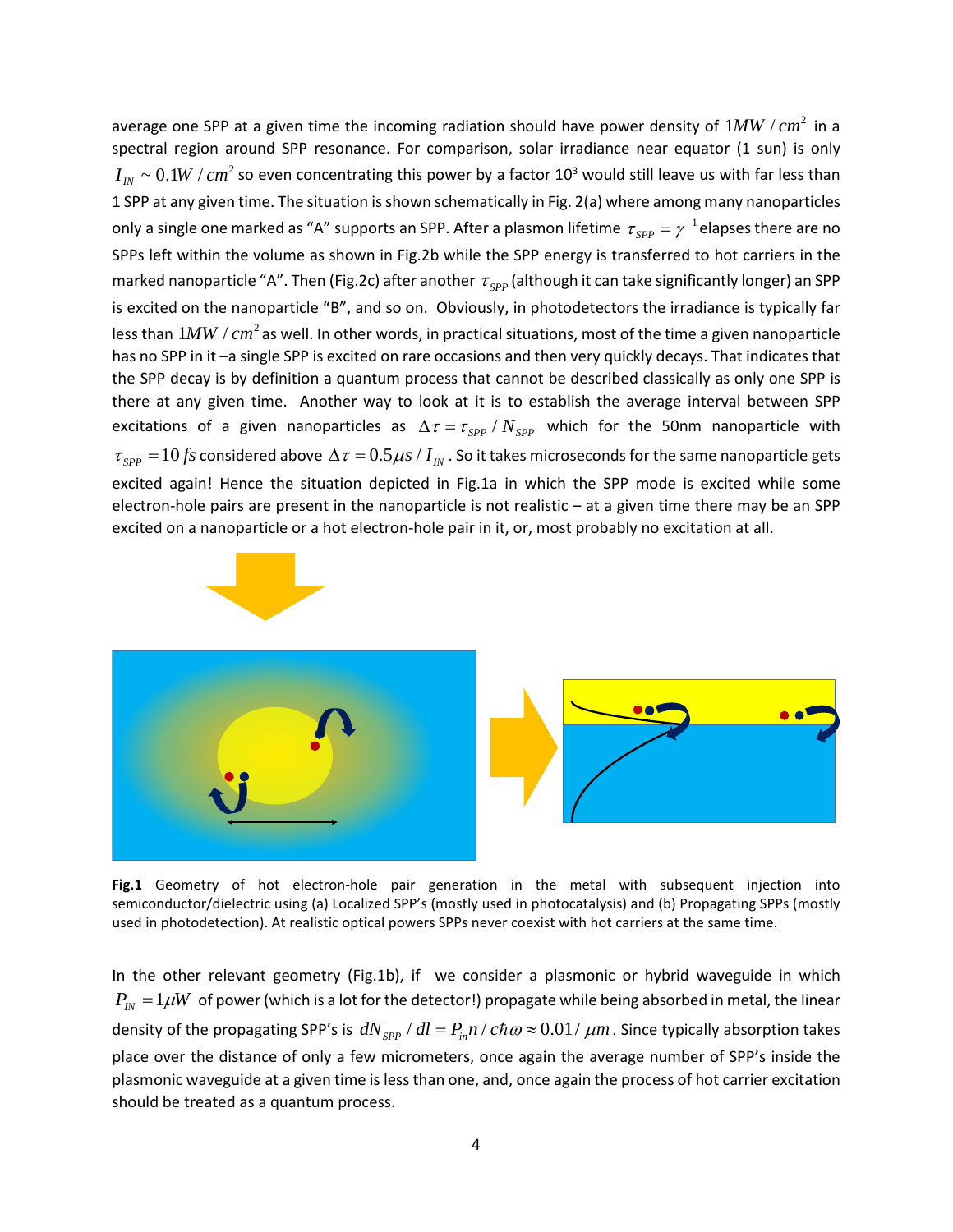average one SPP at a given time the incoming radiation should have power density of $1MW/cm^2$ in a spectral region around SPP resonance. For comparison, solar irradiance near equator (1 sun) is only $I_{IN} \sim 0.1W/cm^2$ so even concentrating this power by a factor $10^3$ would still leave us with far less than 1 SPP at any given time. The situation is shown schematically in Fig. 2(a) where among many nanoparticles only a single one marked as "A" supports an SPP. After a plasmon lifetime $\tau_{SPP} = \gamma^{-1}$ elapses there are no SPPs left within the volume as shown in Fig.2b while the SPP energy is transferred to hot carriers in the marked nanoparticle "A". Then (Fig.2c) after another $\tau_{SPP}$ (although it can take significantly longer) an SPP is excited on the nanoparticle "B", and so on. Obviously, in photodetectors the irradiance is typically far less than $1MW/cm^2$ as well. In other words, in practical situations, most of the time a given nanoparticle has no SPP in it –a single SPP is excited on rare occasions and then very quickly decays. That indicates that the SPP decay is by definition a quantum process that cannot be described classically as only one SPP is there at any given time. Another way to look at it is to establish the average interval between SPP excitations of a given nanoparticles as $\Delta\tau = \tau_{SPP}/N_{SPP}$ which for the 50nm nanoparticle with $\tau_{SPP} = 10\,fs$ considered above $\Delta\tau = 0.5\mu s/I_{IN}$. So it takes microseconds for the same nanoparticle gets excited again! Hence the situation depicted in Fig.1a in which the SPP mode is excited while some electron-hole pairs are present in the nanoparticle is not realistic – at a given time there may be an SPP excited on a nanoparticle or a hot electron-hole pair in it, or, most probably no excitation at all.

**Fig.1** Geometry of hot electron-hole pair generation in the metal with subsequent injection into semiconductor/dielectric using (a) Localized SPP's (mostly used in photocatalysis) and (b) Propagating SPPs (mostly used in photodetection). At realistic optical powers SPPs never coexist with hot carriers at the same time.

In the other relevant geometry (Fig.1b), if we consider a plasmonic or hybrid waveguide in which $P_{IN} = 1\mu W$ of power (which is a lot for the detector!) propagate while being absorbed in metal, the linear density of the propagating SPP's is $dN_{SPP}/dl = P_{in}n/c\hbar\omega \approx 0.01/\mu m$. Since typically absorption takes place over the distance of only a few micrometers, once again the average number of SPP's inside the plasmonic waveguide at a given time is less than one, and, once again the process of hot carrier excitation should be treated as a quantum process.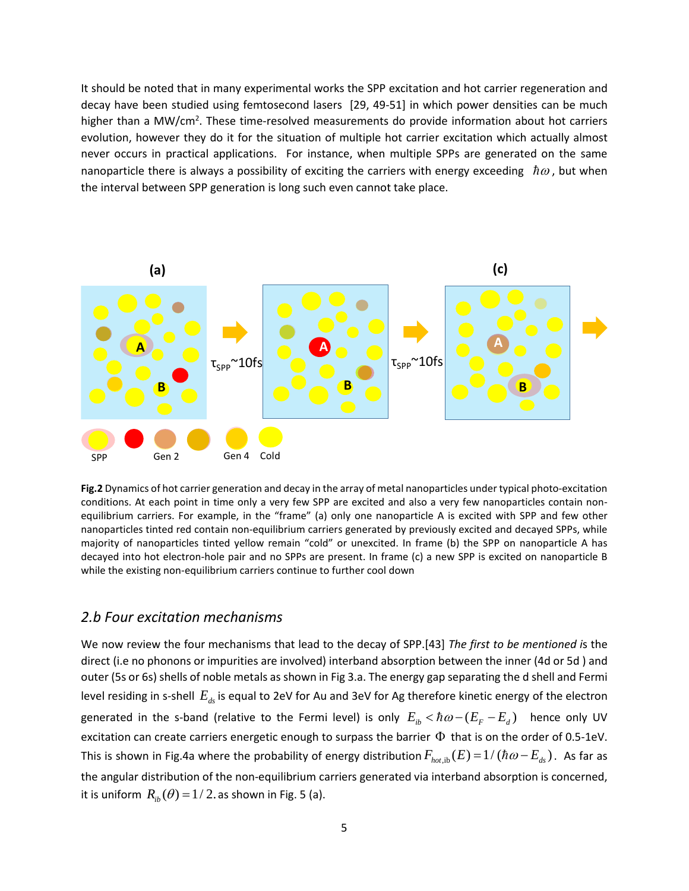It should be noted that in many experimental works the SPP excitation and hot carrier regeneration and decay have been studied using femtosecond lasers [29, 49-51] in which power densities can be much higher than a MW/cm$^2$. These time-resolved measurements do provide information about hot carriers evolution, however they do it for the situation of multiple hot carrier excitation which actually almost never occurs in practical applications. For instance, when multiple SPPs are generated on the same nanoparticle there is always a possibility of exciting the carriers with energy exceeding $\hbar\omega$, but when the interval between SPP generation is long such even cannot take place.

**Fig.2** Dynamics of hot carrier generation and decay in the array of metal nanoparticles under typical photo-excitation conditions. At each point in time only a very few SPP are excited and also a very few nanoparticles contain non-equilibrium carriers. For example, in the "frame" (a) only one nanoparticle A is excited with SPP and few other nanoparticles tinted red contain non-equilibrium carriers generated by previously excited and decayed SPPs, while majority of nanoparticles tinted yellow remain "cold" or unexcited. In frame (b) the SPP on nanoparticle A has decayed into hot electron-hole pair and no SPPs are present. In frame (c) a new SPP is excited on nanoparticle B while the existing non-equilibrium carriers continue to further cool down

## 2.b Four excitation mechanisms

We now review the four mechanisms that lead to the decay of SPP.[43] *The first to be mentioned* is the direct (i.e no phonons or impurities are involved) interband absorption between the inner (4d or 5d ) and outer (5s or 6s) shells of noble metals as shown in Fig 3.a. The energy gap separating the d shell and Fermi level residing in s-shell $E_{ds}$ is equal to 2eV for Au and 3eV for Ag therefore kinetic energy of the electron generated in the s-band (relative to the Fermi level) is only $E_{ib} < \hbar\omega - (E_F - E_d)$ hence only UV excitation can create carriers energetic enough to surpass the barrier $\Phi$ that is on the order of 0.5-1eV. This is shown in Fig.4a where the probability of energy distribution $F_{hot,ib}(E) = 1/(\hbar\omega - E_{ds})$. As far as the angular distribution of the non-equilibrium carriers generated via interband absorption is concerned, it is uniform $R_{ib}(\theta) = 1/2$. as shown in Fig. 5 (a).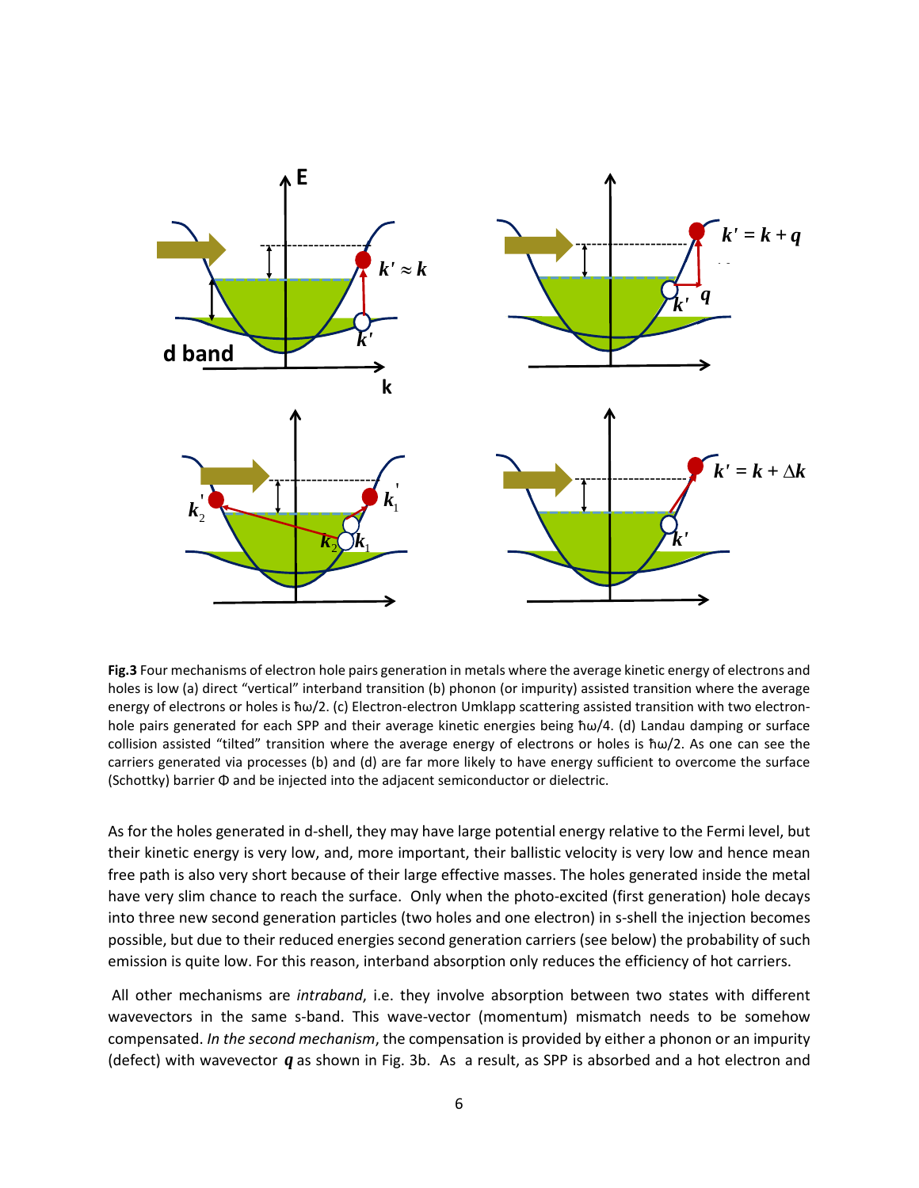**Fig.3** Four mechanisms of electron hole pairs generation in metals where the average kinetic energy of electrons and holes is low (a) direct "vertical" interband transition (b) phonon (or impurity) assisted transition where the average energy of electrons or holes is ħω/2. (c) Electron-electron Umklapp scattering assisted transition with two electron-hole pairs generated for each SPP and their average kinetic energies being ħω/4. (d) Landau damping or surface collision assisted "tilted" transition where the average energy of electrons or holes is ħω/2. As one can see the carriers generated via processes (b) and (d) are far more likely to have energy sufficient to overcome the surface (Schottky) barrier Φ and be injected into the adjacent semiconductor or dielectric.

As for the holes generated in d-shell, they may have large potential energy relative to the Fermi level, but their kinetic energy is very low, and, more important, their ballistic velocity is very low and hence mean free path is also very short because of their large effective masses. The holes generated inside the metal have very slim chance to reach the surface. Only when the photo-excited (first generation) hole decays into three new second generation particles (two holes and one electron) in s-shell the injection becomes possible, but due to their reduced energies second generation carriers (see below) the probability of such emission is quite low. For this reason, interband absorption only reduces the efficiency of hot carriers.

All other mechanisms are *intraband*, i.e. they involve absorption between two states with different wavevectors in the same s-band. This wave-vector (momentum) mismatch needs to be somehow compensated. *In the second mechanism*, the compensation is provided by either a phonon or an impurity (defect) with wavevector $\boldsymbol{q}$ as shown in Fig. 3b. As a result, as SPP is absorbed and a hot electron and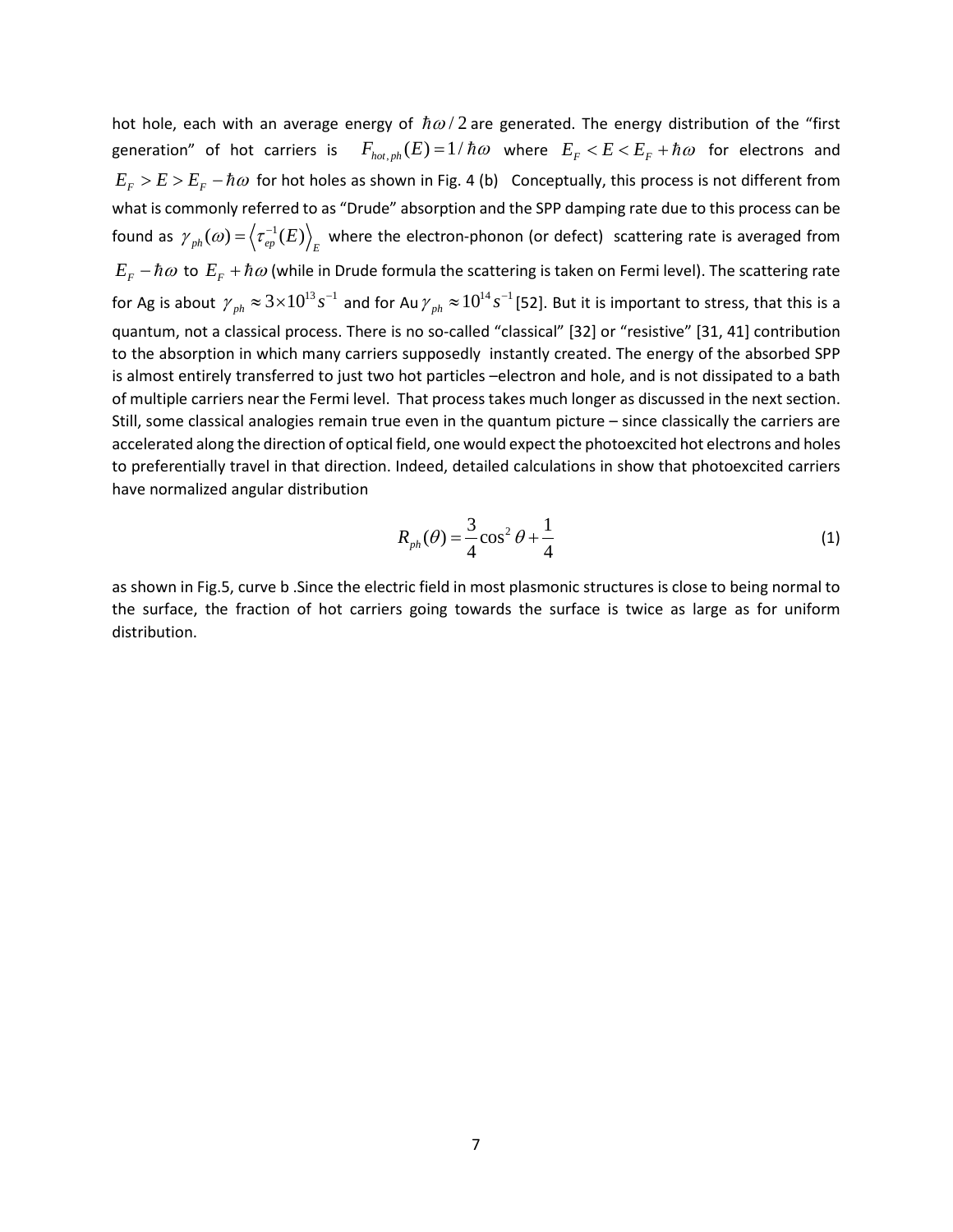hot hole, each with an average energy of $\hbar\omega/2$ are generated. The energy distribution of the "first generation" of hot carriers is $F_{hot,ph}(E) = 1/\hbar\omega$ where $E_F < E < E_F + \hbar\omega$ for electrons and $E_F > E > E_F - \hbar\omega$ for hot holes as shown in Fig. 4 (b) Conceptually, this process is not different from what is commonly referred to as "Drude" absorption and the SPP damping rate due to this process can be found as $\gamma_{ph}(\omega) = \left\langle \tau_{ep}^{-1}(E) \right\rangle_E$ where the electron-phonon (or defect) scattering rate is averaged from $E_F - \hbar\omega$ to $E_F + \hbar\omega$ (while in Drude formula the scattering is taken on Fermi level). The scattering rate for Ag is about $\gamma_{ph} \approx 3\times10^{13} s^{-1}$ and for Au $\gamma_{ph} \approx 10^{14} s^{-1}$ [52]. But it is important to stress, that this is a quantum, not a classical process. There is no so-called "classical" [32] or "resistive" [31, 41] contribution to the absorption in which many carriers supposedly instantly created. The energy of the absorbed SPP is almost entirely transferred to just two hot particles –electron and hole, and is not dissipated to a bath of multiple carriers near the Fermi level. That process takes much longer as discussed in the next section. Still, some classical analogies remain true even in the quantum picture – since classically the carriers are accelerated along the direction of optical field, one would expect the photoexcited hot electrons and holes to preferentially travel in that direction. Indeed, detailed calculations in show that photoexcited carriers have normalized angular distribution

$$R_{ph}(\theta) = \frac{3}{4}\cos^2\theta + \frac{1}{4} \tag{1}$$

as shown in Fig.5, curve b .Since the electric field in most plasmonic structures is close to being normal to the surface, the fraction of hot carriers going towards the surface is twice as large as for uniform distribution.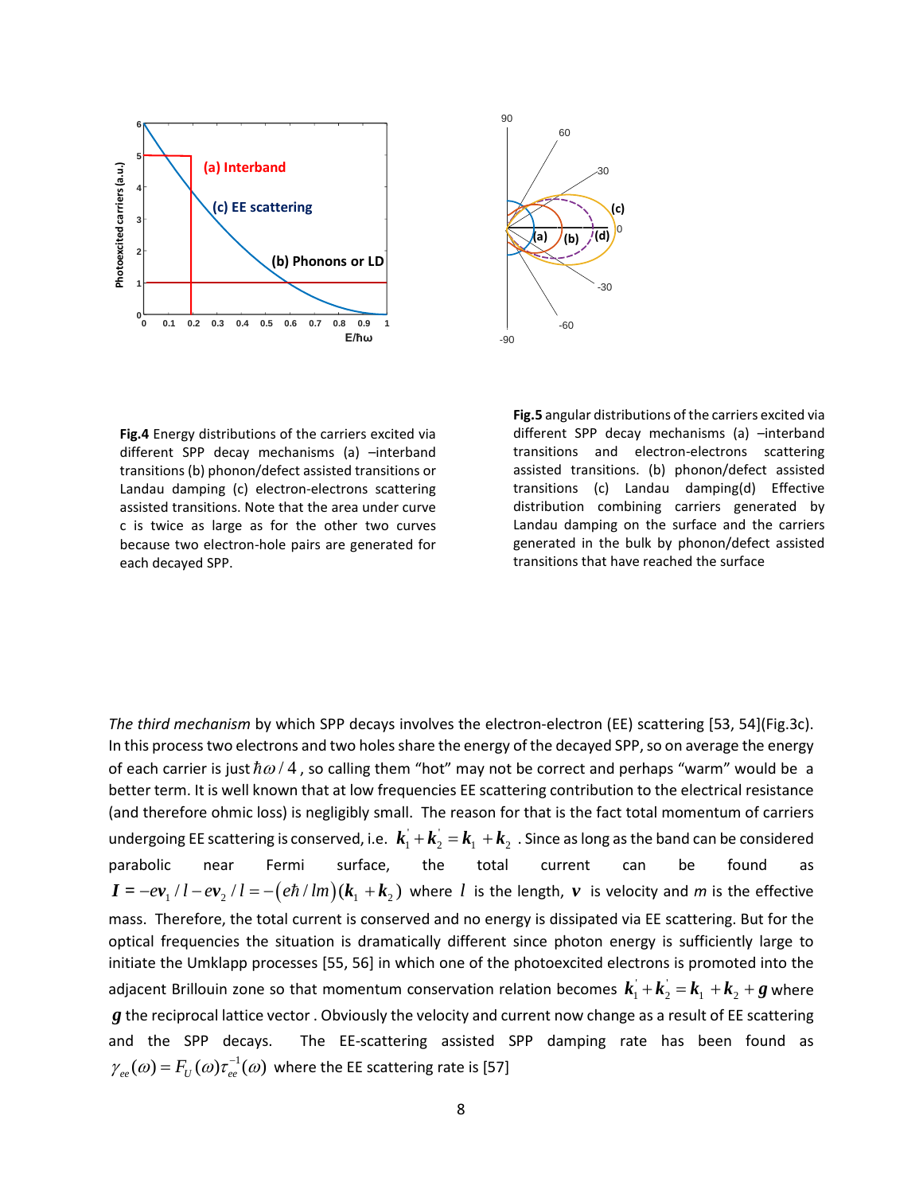**Fig.4** Energy distributions of the carriers excited via different SPP decay mechanisms (a) –interband transitions (b) phonon/defect assisted transitions or Landau damping (c) electron-electrons scattering assisted transitions. Note that the area under curve c is twice as large as for the other two curves because two electron-hole pairs are generated for each decayed SPP.

**Fig.5** angular distributions of the carriers excited via different SPP decay mechanisms (a) –interband transitions and electron-electrons scattering assisted transitions. (b) phonon/defect assisted transitions (c) Landau damping(d) Effective distribution combining carriers generated by Landau damping on the surface and the carriers generated in the bulk by phonon/defect assisted transitions that have reached the surface

*The third mechanism* by which SPP decays involves the electron-electron (EE) scattering [53, 54](Fig.3c). In this process two electrons and two holes share the energy of the decayed SPP, so on average the energy of each carrier is just $\hbar\omega/4$, so calling them "hot" may not be correct and perhaps "warm" would be a better term. It is well known that at low frequencies EE scattering contribution to the electrical resistance (and therefore ohmic loss) is negligibly small. The reason for that is the fact total momentum of carriers undergoing EE scattering is conserved, i.e. $\boldsymbol{k}_1^{'}+\boldsymbol{k}_2^{'}=\boldsymbol{k}_1+\boldsymbol{k}_2$. Since as long as the band can be considered parabolic near Fermi surface, the total current can be found as $\boldsymbol{I}=-e\boldsymbol{v}_1/l-e\boldsymbol{v}_2/l=-(e\hbar/lm)(\boldsymbol{k}_1+\boldsymbol{k}_2)$ where $l$ is the length, $\boldsymbol{v}$ is velocity and $m$ is the effective mass. Therefore, the total current is conserved and no energy is dissipated via EE scattering. But for the optical frequencies the situation is dramatically different since photon energy is sufficiently large to initiate the Umklapp processes [55, 56] in which one of the photoexcited electrons is promoted into the adjacent Brillouin zone so that momentum conservation relation becomes $\boldsymbol{k}_1^{'}+\boldsymbol{k}_2^{'}=\boldsymbol{k}_1+\boldsymbol{k}_2+\boldsymbol{g}$ where $\boldsymbol{g}$ the reciprocal lattice vector . Obviously the velocity and current now change as a result of EE scattering and the SPP decays. The EE-scattering assisted SPP damping rate has been found as $\gamma_{ee}(\omega)=F_U(\omega)\tau_{ee}^{-1}(\omega)$ where the EE scattering rate is [57]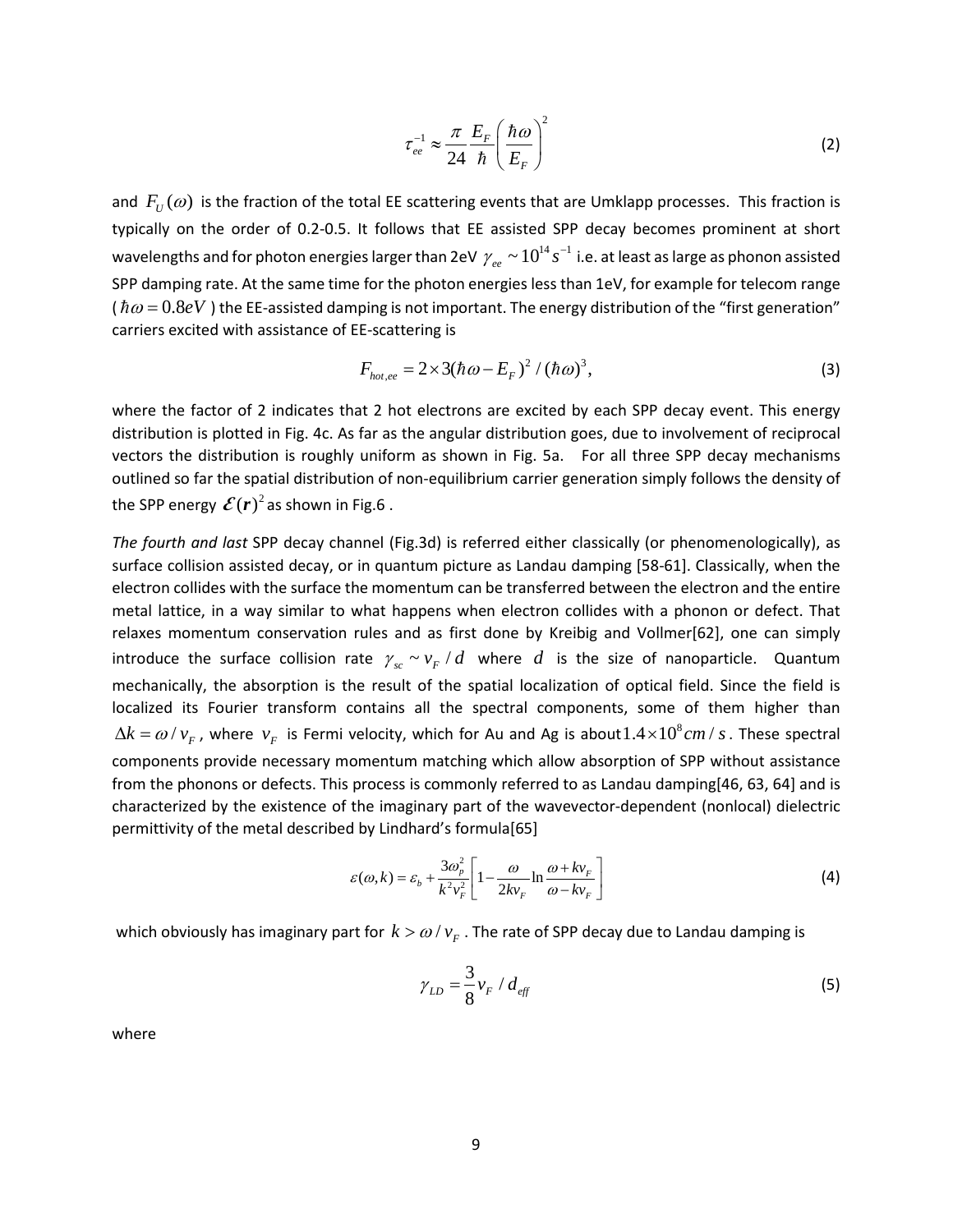$$\tau_{ee}^{-1} \approx \frac{\pi}{24} \frac{E_F}{\hbar} \left( \frac{\hbar\omega}{E_F} \right)^2 \tag{2}$$

and $F_U(\omega)$ is the fraction of the total EE scattering events that are Umklapp processes. This fraction is typically on the order of 0.2-0.5. It follows that EE assisted SPP decay becomes prominent at short wavelengths and for photon energies larger than 2eV $\gamma_{ee} \sim 10^{14} s^{-1}$ i.e. at least as large as phonon assisted SPP damping rate. At the same time for the photon energies less than 1eV, for example for telecom range ($\hbar\omega = 0.8eV$) the EE-assisted damping is not important. The energy distribution of the "first generation" carriers excited with assistance of EE-scattering is

$$F_{hot,ee} = 2 \times 3(\hbar\omega - E_F)^2 / (\hbar\omega)^3, \tag{3}$$

where the factor of 2 indicates that 2 hot electrons are excited by each SPP decay event. This energy distribution is plotted in Fig. 4c. As far as the angular distribution goes, due to involvement of reciprocal vectors the distribution is roughly uniform as shown in Fig. 5a. For all three SPP decay mechanisms outlined so far the spatial distribution of non-equilibrium carrier generation simply follows the density of the SPP energy $\mathcal{E}(\mathbf{r})^2$ as shown in Fig.6 .

*The fourth and last* SPP decay channel (Fig.3d) is referred either classically (or phenomenologically), as surface collision assisted decay, or in quantum picture as Landau damping [58-61]. Classically, when the electron collides with the surface the momentum can be transferred between the electron and the entire metal lattice, in a way similar to what happens when electron collides with a phonon or defect. That relaxes momentum conservation rules and as first done by Kreibig and Vollmer[62], one can simply introduce the surface collision rate $\gamma_{sc} \sim v_F / d$ where $d$ is the size of nanoparticle. Quantum mechanically, the absorption is the result of the spatial localization of optical field. Since the field is localized its Fourier transform contains all the spectral components, some of them higher than $\Delta k = \omega / v_F$, where $v_F$ is Fermi velocity, which for Au and Ag is about $1.4 \times 10^8 cm/s$. These spectral components provide necessary momentum matching which allow absorption of SPP without assistance from the phonons or defects. This process is commonly referred to as Landau damping[46, 63, 64] and is characterized by the existence of the imaginary part of the wavevector-dependent (nonlocal) dielectric permittivity of the metal described by Lindhard's formula[65]

$$\varepsilon(\omega, k) = \varepsilon_b + \frac{3\omega_p^2}{k^2 v_F^2} \left[ 1 - \frac{\omega}{2kv_F} \ln \frac{\omega + kv_F}{\omega - kv_F} \right] \tag{4}$$

which obviously has imaginary part for $k > \omega / v_F$. The rate of SPP decay due to Landau damping is

$$\gamma_{LD} = \frac{3}{8} v_F / d_{eff} \tag{5}$$

where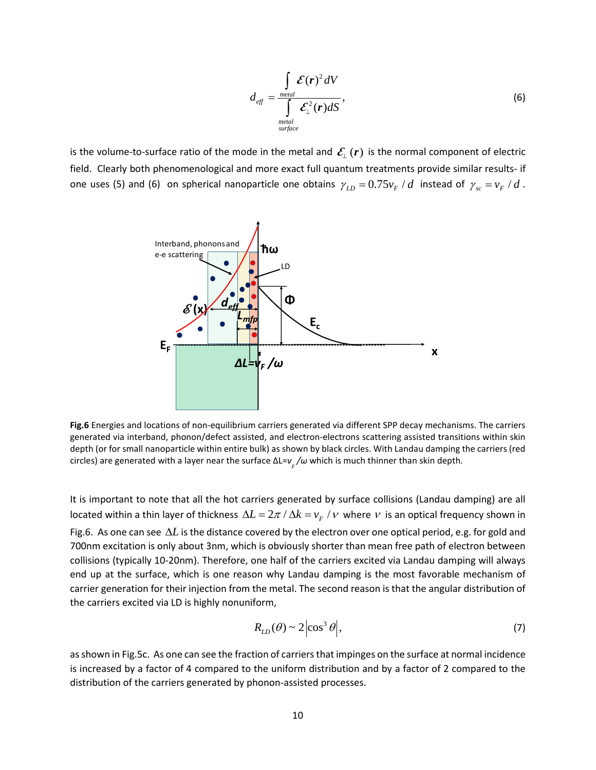$$
d_{eff} = \frac{\int\limits_{metal} \mathcal{E}(\mathbf{r})^2 dV}{\int\limits_{\substack{metal \\ surface}} \mathcal{E}_\perp^2(\mathbf{r}) dS}, \tag{6}
$$

is the volume-to-surface ratio of the mode in the metal and $\mathcal{E}_\perp(\boldsymbol{r})$ is the normal component of electric field. Clearly both phenomenological and more exact full quantum treatments provide similar results- if one uses (5) and (6) on spherical nanoparticle one obtains $\gamma_{LD} = 0.75 v_F / d$ instead of $\gamma_{sc} = v_F / d$.

**Fig.6** Energies and locations of non-equilibrium carriers generated via different SPP decay mechanisms. The carriers generated via interband, phonon/defect assisted, and electron-electrons scattering assisted transitions within skin depth (or for small nanoparticle within entire bulk) as shown by black circles. With Landau damping the carriers (red circles) are generated with a layer near the surface $\Delta L = v_F / \omega$ which is much thinner than skin depth.

It is important to note that all the hot carriers generated by surface collisions (Landau damping) are all located within a thin layer of thickness $\Delta L = 2\pi / \Delta k = v_F / \nu$ where $\nu$ is an optical frequency shown in Fig.6. As one can see $\Delta L$ is the distance covered by the electron over one optical period, e.g. for gold and 700nm excitation is only about 3nm, which is obviously shorter than mean free path of electron between collisions (typically 10-20nm). Therefore, one half of the carriers excited via Landau damping will always end up at the surface, which is one reason why Landau damping is the most favorable mechanism of carrier generation for their injection from the metal. The second reason is that the angular distribution of the carriers excited via LD is highly nonuniform,

$$
R_{LD}(\theta) \sim 2\left|\cos^3 \theta\right|, \tag{7}
$$

as shown in Fig.5c. As one can see the fraction of carriers that impinges on the surface at normal incidence is increased by a factor of 4 compared to the uniform distribution and by a factor of 2 compared to the distribution of the carriers generated by phonon-assisted processes.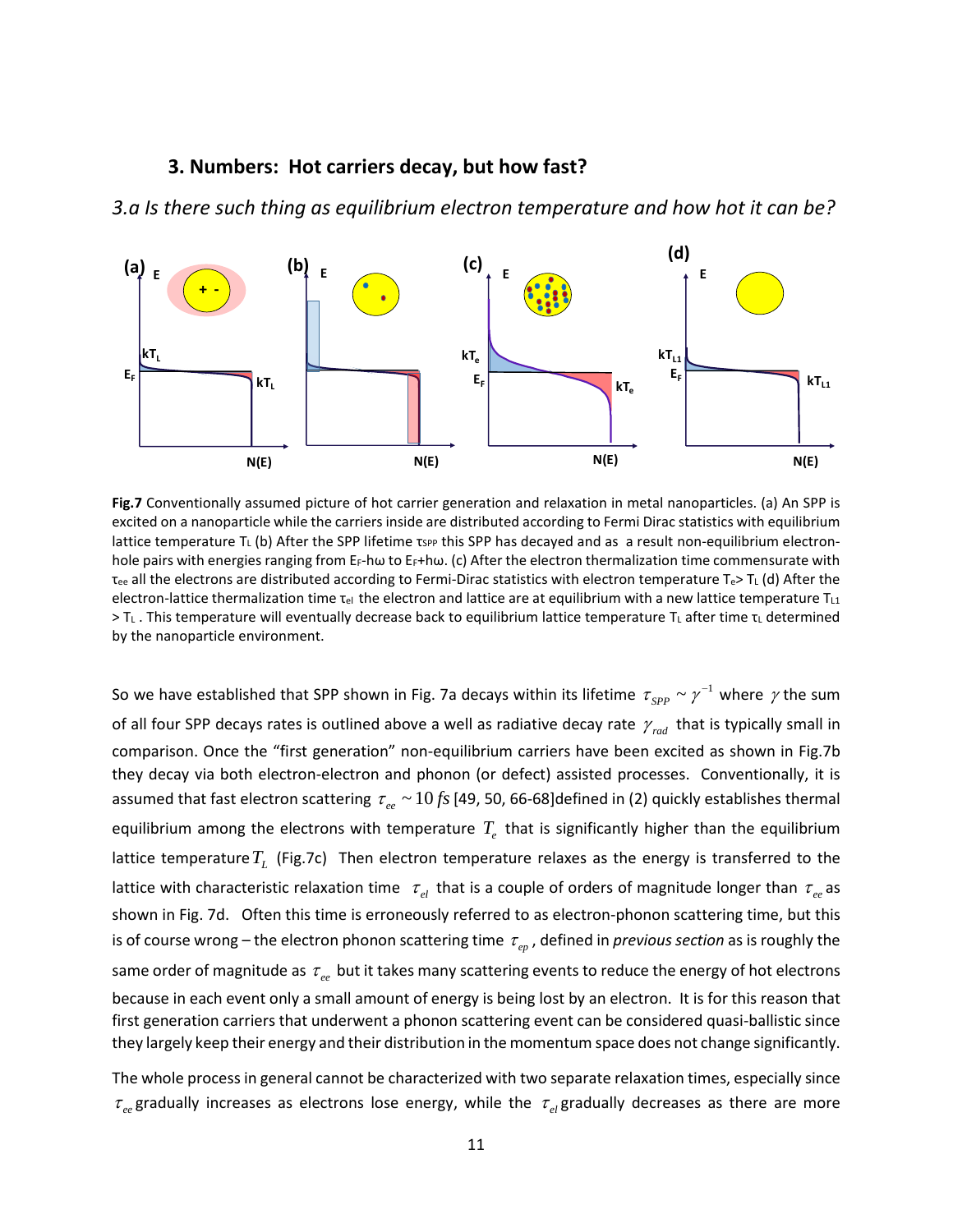## 3. Numbers: Hot carriers decay, but how fast?

### *3.a Is there such thing as equilibrium electron temperature and how hot it can be?*

**Fig.7** Conventionally assumed picture of hot carrier generation and relaxation in metal nanoparticles. (a) An SPP is excited on a nanoparticle while the carriers inside are distributed according to Fermi Dirac statistics with equilibrium lattice temperature $T_L$ (b) After the SPP lifetime $\tau_{SPP}$ this SPP has decayed and as a result non-equilibrium electron-hole pairs with energies ranging from $E_F$-ħω to $E_F$+ħω. (c) After the electron thermalization time commensurate with $\tau_{ee}$ all the electrons are distributed according to Fermi-Dirac statistics with electron temperature $T_e > T_L$ (d) After the electron-lattice thermalization time $\tau_{el}$ the electron and lattice are at equilibrium with a new lattice temperature $T_{L1} > T_L$. This temperature will eventually decrease back to equilibrium lattice temperature $T_L$ after time $\tau_L$ determined by the nanoparticle environment.

So we have established that SPP shown in Fig. 7a decays within its lifetime $\tau_{SPP} \sim \gamma^{-1}$ where $\gamma$ the sum of all four SPP decays rates is outlined above a well as radiative decay rate $\gamma_{rad}$ that is typically small in comparison. Once the "first generation" non-equilibrium carriers have been excited as shown in Fig.7b they decay via both electron-electron and phonon (or defect) assisted processes. Conventionally, it is assumed that fast electron scattering $\tau_{ee} \sim 10\,fs$ [49, 50, 66-68]defined in (2) quickly establishes thermal equilibrium among the electrons with temperature $T_e$ that is significantly higher than the equilibrium lattice temperature $T_L$ (Fig.7c) Then electron temperature relaxes as the energy is transferred to the lattice with characteristic relaxation time $\tau_{el}$ that is a couple of orders of magnitude longer than $\tau_{ee}$ as shown in Fig. 7d. Often this time is erroneously referred to as electron-phonon scattering time, but this is of course wrong – the electron phonon scattering time $\tau_{ep}$, defined in *previous section* as is roughly the same order of magnitude as $\tau_{ee}$ but it takes many scattering events to reduce the energy of hot electrons because in each event only a small amount of energy is being lost by an electron. It is for this reason that first generation carriers that underwent a phonon scattering event can be considered quasi-ballistic since they largely keep their energy and their distribution in the momentum space does not change significantly.

The whole process in general cannot be characterized with two separate relaxation times, especially since $\tau_{ee}$ gradually increases as electrons lose energy, while the $\tau_{el}$ gradually decreases as there are more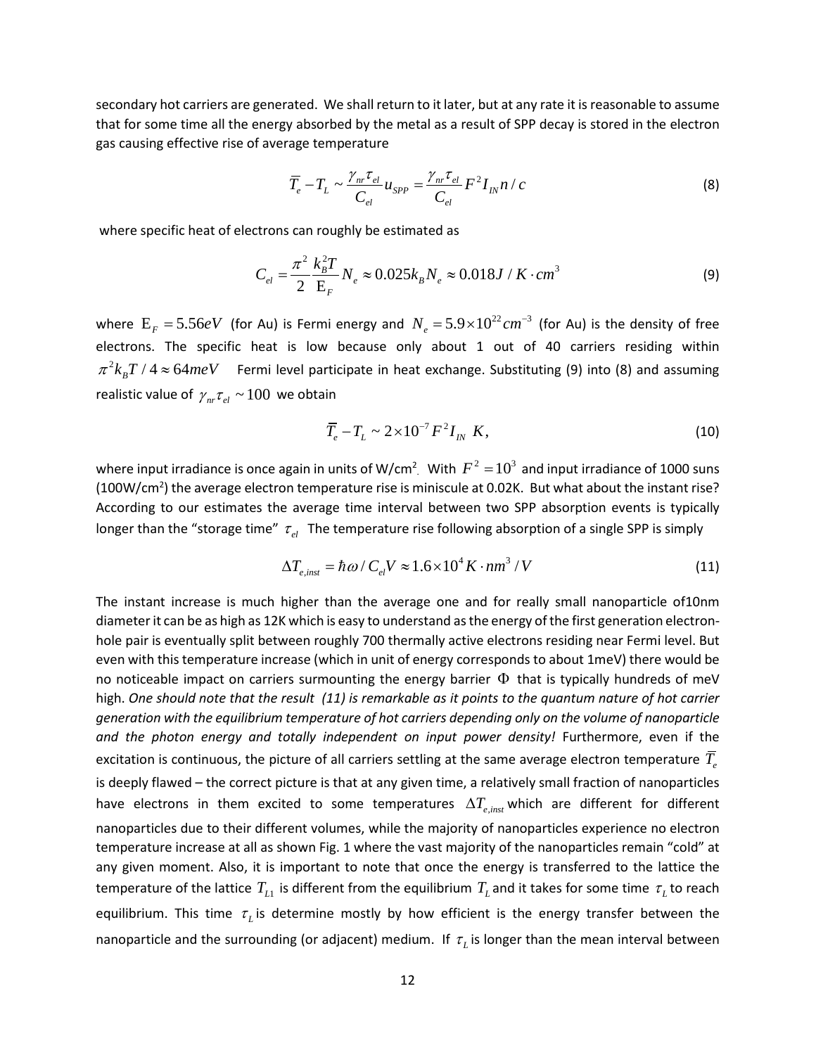secondary hot carriers are generated. We shall return to it later, but at any rate it is reasonable to assume that for some time all the energy absorbed by the metal as a result of SPP decay is stored in the electron gas causing effective rise of average temperature

$$\overline{T}_e - T_L \sim \frac{\gamma_{nr}\tau_{el}}{C_{el}} u_{SPP} = \frac{\gamma_{nr}\tau_{el}}{C_{el}} F^2 I_{IN} n / c \tag{8}$$

where specific heat of electrons can roughly be estimated as

$$C_{el} = \frac{\pi^2}{2} \frac{k_B^2 T}{\mathrm{E}_F} N_e \approx 0.025 k_B N_e \approx 0.018 J / K \cdot cm^3 \tag{9}$$

where $\mathrm{E}_F = 5.56eV$ (for Au) is Fermi energy and $N_e = 5.9 \times 10^{22} cm^{-3}$ (for Au) is the density of free electrons. The specific heat is low because only about 1 out of 40 carriers residing within $\pi^2 k_B T / 4 \approx 64meV$ Fermi level participate in heat exchange. Substituting (9) into (8) and assuming realistic value of $\gamma_{nr}\tau_{el} \sim 100$ we obtain

$$\overline{T}_e - T_L \sim 2 \times 10^{-7} F^2 I_{IN} \ K, \tag{10}$$

where input irradiance is once again in units of W/cm$^2$. With $F^2 = 10^3$ and input irradiance of 1000 suns (100W/cm$^2$) the average electron temperature rise is miniscule at 0.02K. But what about the instant rise? According to our estimates the average time interval between two SPP absorption events is typically longer than the "storage time" $\tau_{el}$ The temperature rise following absorption of a single SPP is simply

$$\Delta T_{e,inst} = \hbar\omega / C_{el} V \approx 1.6 \times 10^4 K \cdot nm^3 / V \tag{11}$$

The instant increase is much higher than the average one and for really small nanoparticle of10nm diameter it can be as high as 12K which is easy to understand as the energy of the first generation electron-hole pair is eventually split between roughly 700 thermally active electrons residing near Fermi level. But even with this temperature increase (which in unit of energy corresponds to about 1meV) there would be no noticeable impact on carriers surmounting the energy barrier $\Phi$ that is typically hundreds of meV high. *One should note that the result (11) is remarkable as it points to the quantum nature of hot carrier generation with the equilibrium temperature of hot carriers depending only on the volume of nanoparticle and the photon energy and totally independent on input power density!* Furthermore, even if the excitation is continuous, the picture of all carriers settling at the same average electron temperature $\overline{T}_e$ is deeply flawed – the correct picture is that at any given time, a relatively small fraction of nanoparticles have electrons in them excited to some temperatures $\Delta T_{e,inst}$ which are different for different nanoparticles due to their different volumes, while the majority of nanoparticles experience no electron temperature increase at all as shown Fig. 1 where the vast majority of the nanoparticles remain "cold" at any given moment. Also, it is important to note that once the energy is transferred to the lattice the temperature of the lattice $T_{L1}$ is different from the equilibrium $T_L$ and it takes for some time $\tau_L$ to reach equilibrium. This time $\tau_L$ is determine mostly by how efficient is the energy transfer between the nanoparticle and the surrounding (or adjacent) medium. If $\tau_L$ is longer than the mean interval between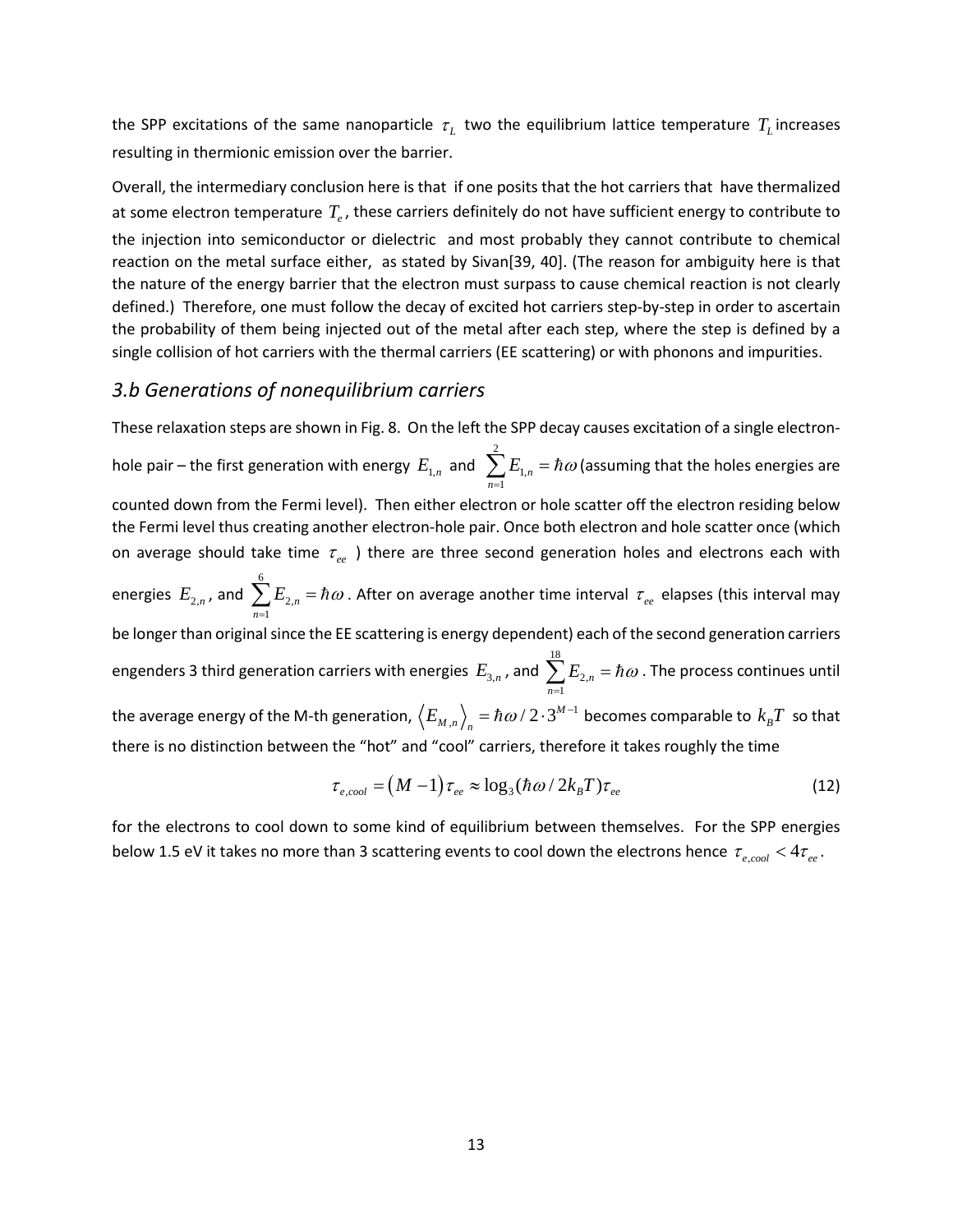the SPP excitations of the same nanoparticle $\tau_L$ two the equilibrium lattice temperature $T_L$ increases resulting in thermionic emission over the barrier.

Overall, the intermediary conclusion here is that if one posits that the hot carriers that have thermalized at some electron temperature $T_e$, these carriers definitely do not have sufficient energy to contribute to the injection into semiconductor or dielectric and most probably they cannot contribute to chemical reaction on the metal surface either, as stated by Sivan[39, 40]. (The reason for ambiguity here is that the nature of the energy barrier that the electron must surpass to cause chemical reaction is not clearly defined.) Therefore, one must follow the decay of excited hot carriers step-by-step in order to ascertain the probability of them being injected out of the metal after each step, where the step is defined by a single collision of hot carriers with the thermal carriers (EE scattering) or with phonons and impurities.

## *3.b Generations of nonequilibrium carriers*

These relaxation steps are shown in Fig. 8. On the left the SPP decay causes excitation of a single electron-hole pair – the first generation with energy $E_{1,n}$ and $\sum_{n=1}^{2} E_{1,n} = \hbar\omega$ (assuming that the holes energies are counted down from the Fermi level). Then either electron or hole scatter off the electron residing below the Fermi level thus creating another electron-hole pair. Once both electron and hole scatter once (which on average should take time $\tau_{ee}$ ) there are three second generation holes and electrons each with energies $E_{2,n}$, and $\sum_{n=1}^{6} E_{2,n} = \hbar\omega$. After on average another time interval $\tau_{ee}$ elapses (this interval may be longer than original since the EE scattering is energy dependent) each of the second generation carriers engenders 3 third generation carriers with energies $E_{3,n}$, and $\sum_{n=1}^{18} E_{2,n} = \hbar\omega$. The process continues until the average energy of the M-th generation, $\langle E_{M,n} \rangle_n = \hbar\omega / 2 \cdot 3^{M-1}$ becomes comparable to $k_B T$ so that there is no distinction between the "hot" and "cool" carriers, therefore it takes roughly the time

$$\tau_{e,cool} = (M-1)\tau_{ee} \approx \log_3(\hbar\omega / 2k_B T)\tau_{ee} \tag{12}$$

for the electrons to cool down to some kind of equilibrium between themselves. For the SPP energies below 1.5 eV it takes no more than 3 scattering events to cool down the electrons hence $\tau_{e,cool} < 4\tau_{ee}$.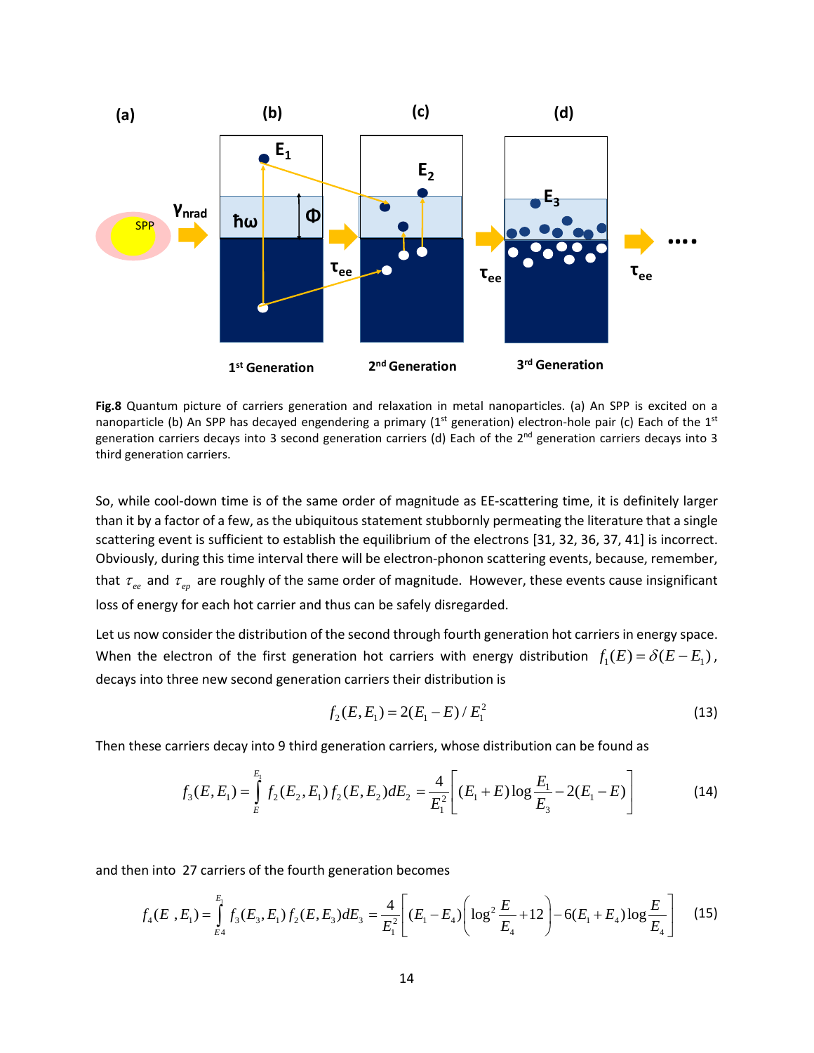**Fig.8** Quantum picture of carriers generation and relaxation in metal nanoparticles. (a) An SPP is excited on a nanoparticle (b) An SPP has decayed engendering a primary (1st generation) electron-hole pair (c) Each of the 1st generation carriers decays into 3 second generation carriers (d) Each of the 2nd generation carriers decays into 3 third generation carriers.

So, while cool-down time is of the same order of magnitude as EE-scattering time, it is definitely larger than it by a factor of a few, as the ubiquitous statement stubbornly permeating the literature that a single scattering event is sufficient to establish the equilibrium of the electrons [31, 32, 36, 37, 41] is incorrect. Obviously, during this time interval there will be electron-phonon scattering events, because, remember, that $\tau_{ee}$ and $\tau_{ep}$ are roughly of the same order of magnitude. However, these events cause insignificant loss of energy for each hot carrier and thus can be safely disregarded.

Let us now consider the distribution of the second through fourth generation hot carriers in energy space. When the electron of the first generation hot carriers with energy distribution $f_1(E) = \delta(E - E_1)$, decays into three new second generation carriers their distribution is

$$f_2(E, E_1) = 2(E_1 - E) / E_1^2 \tag{13}$$

Then these carriers decay into 9 third generation carriers, whose distribution can be found as

$$f_3(E, E_1) = \int_{E}^{E_1} f_2(E_2, E_1) f_2(E, E_2) dE_2 = \frac{4}{E_1^2}\left[(E_1 + E)\log\frac{E_1}{E_3} - 2(E_1 - E)\right] \tag{14}$$

and then into 27 carriers of the fourth generation becomes

$$f_4(E\ , E_1) = \int_{E4}^{E_1} f_3(E_3, E_1) f_2(E, E_3) dE_3 = \frac{4}{E_1^2}\left[(E_1 - E_4)\left(\log^2\frac{E}{E_4} + 12\right) - 6(E_1 + E_4)\log\frac{E}{E_4}\right] \tag{15}$$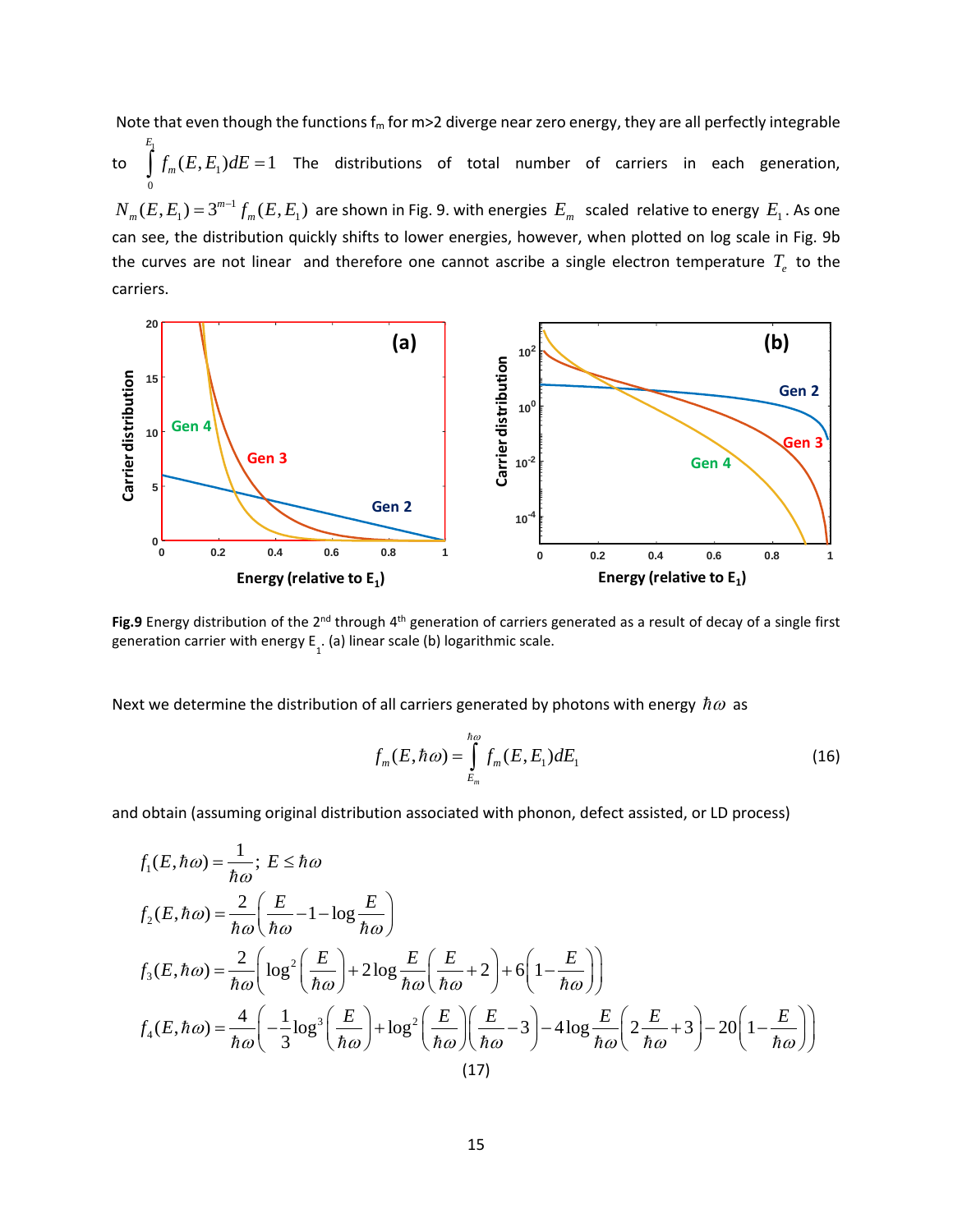Note that even though the functions $f_m$ for m>2 diverge near zero energy, they are all perfectly integrable to $\int_0^{E_1} f_m(E,E_1)dE = 1$ The distributions of total number of carriers in each generation, $N_m(E,E_1) = 3^{m-1} f_m(E,E_1)$ are shown in Fig. 9. with energies $E_m$ scaled relative to energy $E_1$. As one can see, the distribution quickly shifts to lower energies, however, when plotted on log scale in Fig. 9b the curves are not linear and therefore one cannot ascribe a single electron temperature $T_e$ to the carriers.

**Fig.9** Energy distribution of the 2nd through 4th generation of carriers generated as a result of decay of a single first generation carrier with energy $E_1$. (a) linear scale (b) logarithmic scale.

Next we determine the distribution of all carriers generated by photons with energy $\hbar\omega$ as

$$f_m(E,\hbar\omega) = \int_{E_m}^{\hbar\omega} f_m(E,E_1)dE_1 \tag{16}$$

and obtain (assuming original distribution associated with phonon, defect assisted, or LD process)

$$
\begin{aligned}
f_1(E,\hbar\omega) &= \frac{1}{\hbar\omega};\; E \le \hbar\omega \\
f_2(E,\hbar\omega) &= \frac{2}{\hbar\omega}\left(\frac{E}{\hbar\omega} - 1 - \log\frac{E}{\hbar\omega}\right) \\
f_3(E,\hbar\omega) &= \frac{2}{\hbar\omega}\left(\log^2\left(\frac{E}{\hbar\omega}\right) + 2\log\frac{E}{\hbar\omega}\left(\frac{E}{\hbar\omega}+2\right) + 6\left(1-\frac{E}{\hbar\omega}\right)\right) \\
f_4(E,\hbar\omega) &= \frac{4}{\hbar\omega}\left(-\frac{1}{3}\log^3\left(\frac{E}{\hbar\omega}\right) + \log^2\left(\frac{E}{\hbar\omega}\right)\left(\frac{E}{\hbar\omega}-3\right) - 4\log\frac{E}{\hbar\omega}\left(2\frac{E}{\hbar\omega}+3\right) - 20\left(1-\frac{E}{\hbar\omega}\right)\right)
\end{aligned}
\tag{17}
$$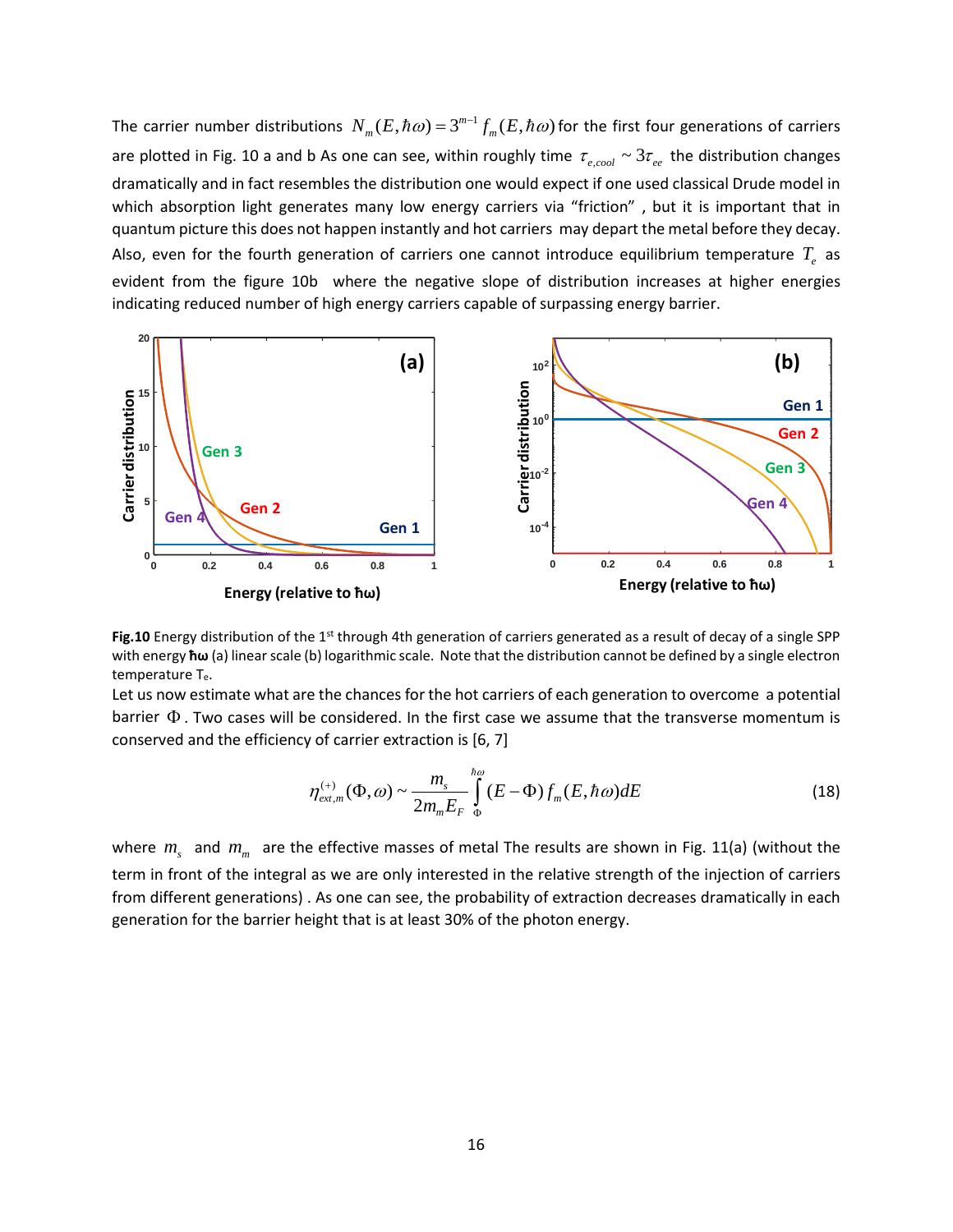The carrier number distributions $N_m(E,\hbar\omega) = 3^{m-1} f_m(E,\hbar\omega)$ for the first four generations of carriers are plotted in Fig. 10 a and b As one can see, within roughly time $\tau_{e,cool} \sim 3\tau_{ee}$ the distribution changes dramatically and in fact resembles the distribution one would expect if one used classical Drude model in which absorption light generates many low energy carriers via "friction" , but it is important that in quantum picture this does not happen instantly and hot carriers may depart the metal before they decay. Also, even for the fourth generation of carriers one cannot introduce equilibrium temperature $T_e$ as evident from the figure 10b where the negative slope of distribution increases at higher energies indicating reduced number of high energy carriers capable of surpassing energy barrier.

**Fig.10** Energy distribution of the 1st through 4th generation of carriers generated as a result of decay of a single SPP with energy **ħω** (a) linear scale (b) logarithmic scale. Note that the distribution cannot be defined by a single electron temperature $T_e$.

Let us now estimate what are the chances for the hot carriers of each generation to overcome a potential barrier $\Phi$. Two cases will be considered. In the first case we assume that the transverse momentum is conserved and the efficiency of carrier extraction is [6, 7]

$$\eta_{ext,m}^{(+)}(\Phi,\omega) \sim \frac{m_s}{2m_m E_F} \int_{\Phi}^{\hbar\omega} (E-\Phi) f_m(E,\hbar\omega) dE \tag{18}$$

where $m_s$ and $m_m$ are the effective masses of metal The results are shown in Fig. 11(a) (without the term in front of the integral as we are only interested in the relative strength of the injection of carriers from different generations) . As one can see, the probability of extraction decreases dramatically in each generation for the barrier height that is at least 30% of the photon energy.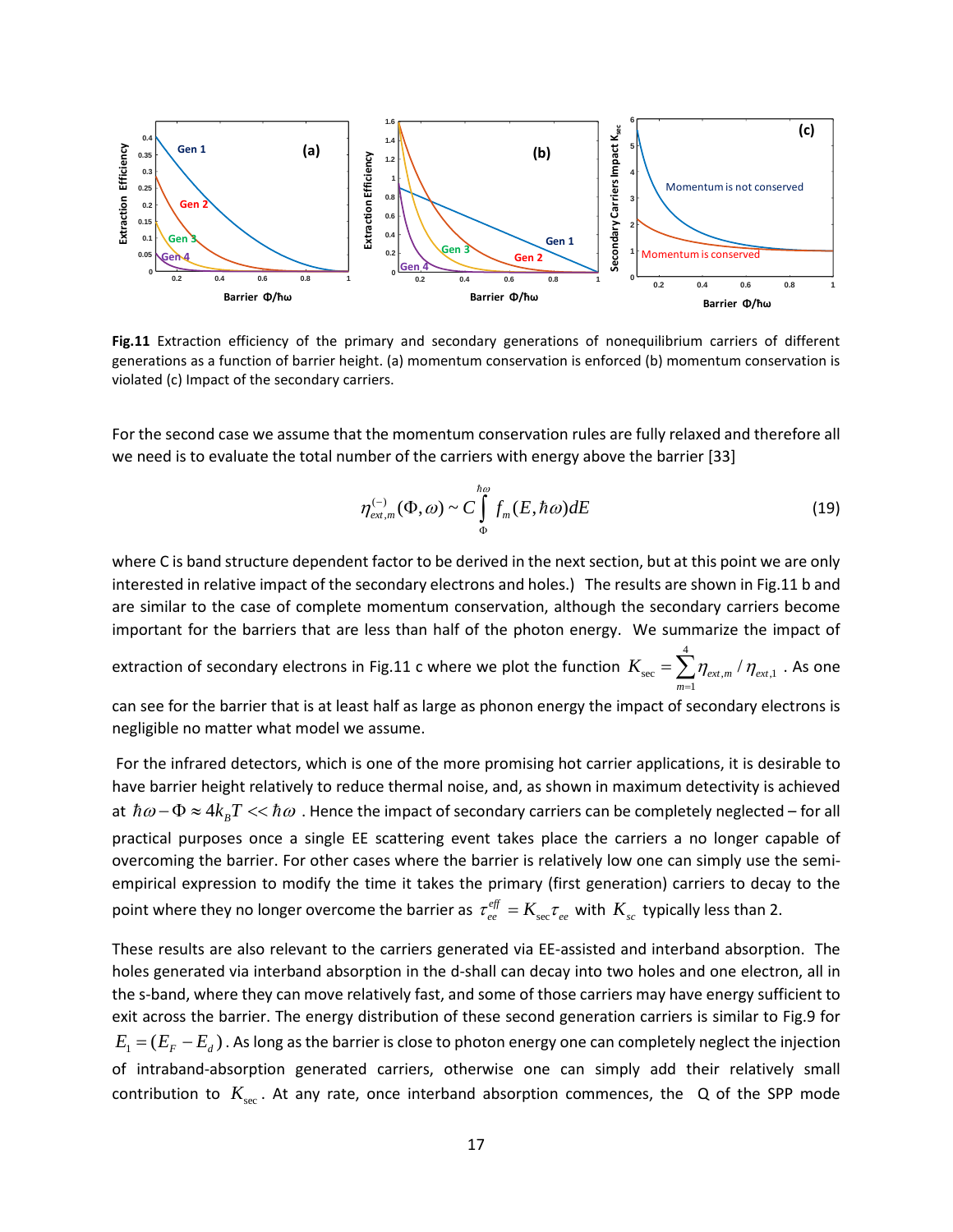**Fig.11** Extraction efficiency of the primary and secondary generations of nonequilibrium carriers of different generations as a function of barrier height. (a) momentum conservation is enforced (b) momentum conservation is violated (c) Impact of the secondary carriers.

For the second case we assume that the momentum conservation rules are fully relaxed and therefore all we need is to evaluate the total number of the carriers with energy above the barrier [33]

$$\eta_{ext,m}^{(-)}(\Phi,\omega) \sim C\int_{\Phi}^{\hbar\omega} f_m(E,\hbar\omega)dE \tag{19}$$

where C is band structure dependent factor to be derived in the next section, but at this point we are only interested in relative impact of the secondary electrons and holes.) The results are shown in Fig.11 b and are similar to the case of complete momentum conservation, although the secondary carriers become important for the barriers that are less than half of the photon energy. We summarize the impact of extraction of secondary electrons in Fig.11 c where we plot the function $K_{\sec} = \sum_{m=1}^{4} \eta_{ext,m} / \eta_{ext,1}$ . As one can see for the barrier that is at least half as large as phonon energy the impact of secondary electrons is negligible no matter what model we assume.

For the infrared detectors, which is one of the more promising hot carrier applications, it is desirable to have barrier height relatively to reduce thermal noise, and, as shown in maximum detectivity is achieved at $\hbar\omega - \Phi \approx 4k_B T << \hbar\omega$ . Hence the impact of secondary carriers can be completely neglected – for all practical purposes once a single EE scattering event takes place the carriers a no longer capable of overcoming the barrier. For other cases where the barrier is relatively low one can simply use the semi-empirical expression to modify the time it takes the primary (first generation) carriers to decay to the point where they no longer overcome the barrier as $\tau_{ee}^{eff} = K_{\sec}\tau_{ee}$ with $K_{sc}$ typically less than 2.

These results are also relevant to the carriers generated via EE-assisted and interband absorption. The holes generated via interband absorption in the d-shall can decay into two holes and one electron, all in the s-band, where they can move relatively fast, and some of those carriers may have energy sufficient to exit across the barrier. The energy distribution of these second generation carriers is similar to Fig.9 for $E_1 = (E_F - E_d)$ . As long as the barrier is close to photon energy one can completely neglect the injection of intraband-absorption generated carriers, otherwise one can simply add their relatively small contribution to $K_{\sec}$ . At any rate, once interband absorption commences, the Q of the SPP mode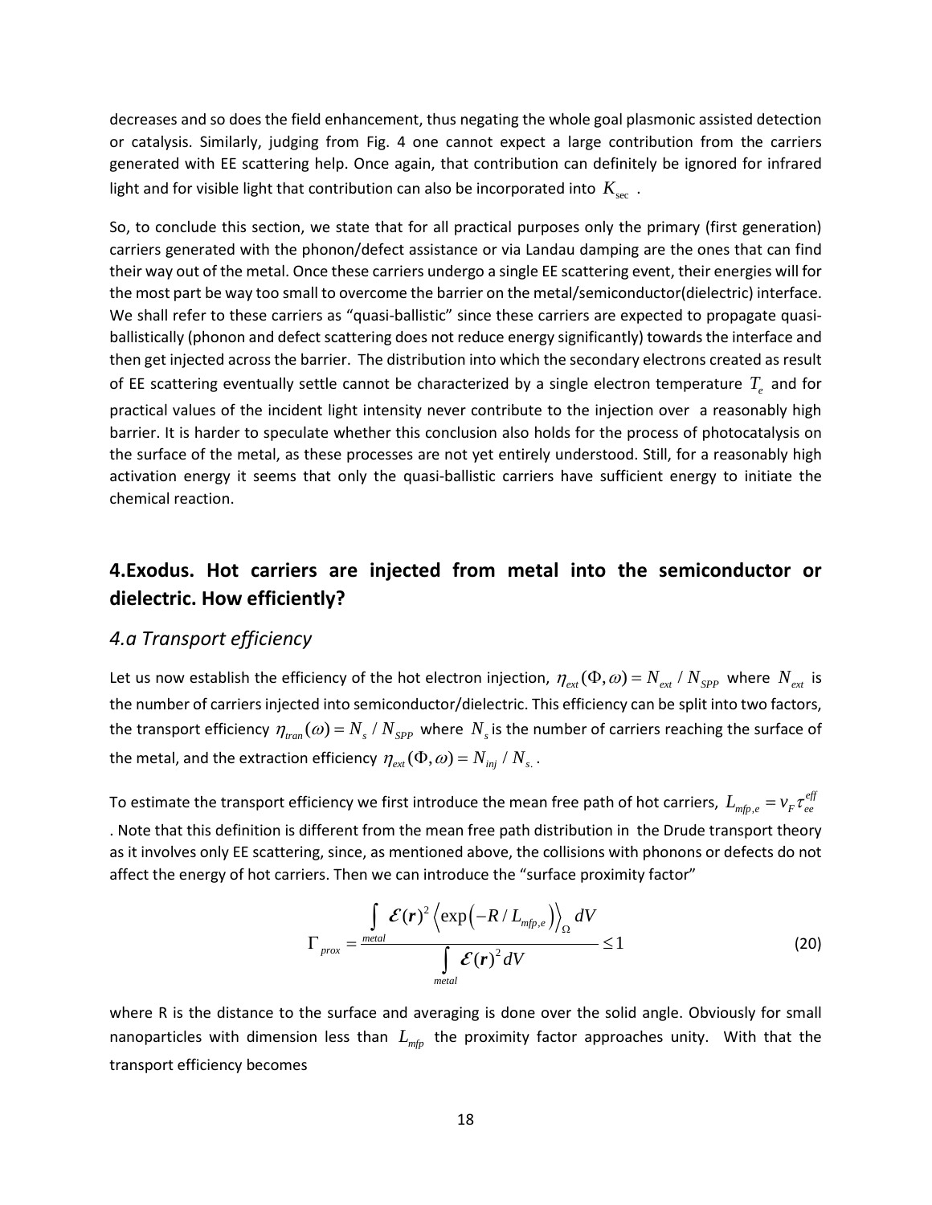decreases and so does the field enhancement, thus negating the whole goal plasmonic assisted detection or catalysis. Similarly, judging from Fig. 4 one cannot expect a large contribution from the carriers generated with EE scattering help. Once again, that contribution can definitely be ignored for infrared light and for visible light that contribution can also be incorporated into $K_{\sec}$ .

So, to conclude this section, we state that for all practical purposes only the primary (first generation) carriers generated with the phonon/defect assistance or via Landau damping are the ones that can find their way out of the metal. Once these carriers undergo a single EE scattering event, their energies will for the most part be way too small to overcome the barrier on the metal/semiconductor(dielectric) interface. We shall refer to these carriers as "quasi-ballistic" since these carriers are expected to propagate quasi-ballistically (phonon and defect scattering does not reduce energy significantly) towards the interface and then get injected across the barrier. The distribution into which the secondary electrons created as result of EE scattering eventually settle cannot be characterized by a single electron temperature $T_e$ and for practical values of the incident light intensity never contribute to the injection over a reasonably high barrier. It is harder to speculate whether this conclusion also holds for the process of photocatalysis on the surface of the metal, as these processes are not yet entirely understood. Still, for a reasonably high activation energy it seems that only the quasi-ballistic carriers have sufficient energy to initiate the chemical reaction.

## 4.Exodus. Hot carriers are injected from metal into the semiconductor or dielectric. How efficiently?

### 4.a Transport efficiency

Let us now establish the efficiency of the hot electron injection, $\eta_{ext}(\Phi,\omega) = N_{ext} / N_{SPP}$ where $N_{ext}$ is the number of carriers injected into semiconductor/dielectric. This efficiency can be split into two factors, the transport efficiency $\eta_{tran}(\omega) = N_s / N_{SPP}$ where $N_s$ is the number of carriers reaching the surface of the metal, and the extraction efficiency $\eta_{ext}(\Phi,\omega) = N_{inj} / N_{s.}$.

To estimate the transport efficiency we first introduce the mean free path of hot carriers, $L_{mfp,e} = v_F \tau_{ee}^{eff}$ . Note that this definition is different from the mean free path distribution in the Drude transport theory as it involves only EE scattering, since, as mentioned above, the collisions with phonons or defects do not affect the energy of hot carriers. Then we can introduce the "surface proximity factor"

$$\Gamma_{prox} = \frac{\int\limits_{metal} \mathcal{E}(\mathbf{r})^2 \left\langle \exp\left(-R / L_{mfp,e}\right) \right\rangle_{\Omega} dV}{\int\limits_{metal} \mathcal{E}(\mathbf{r})^2 dV} \leq 1 \tag{20}$$

where R is the distance to the surface and averaging is done over the solid angle. Obviously for small nanoparticles with dimension less than $L_{mfp}$ the proximity factor approaches unity. With that the transport efficiency becomes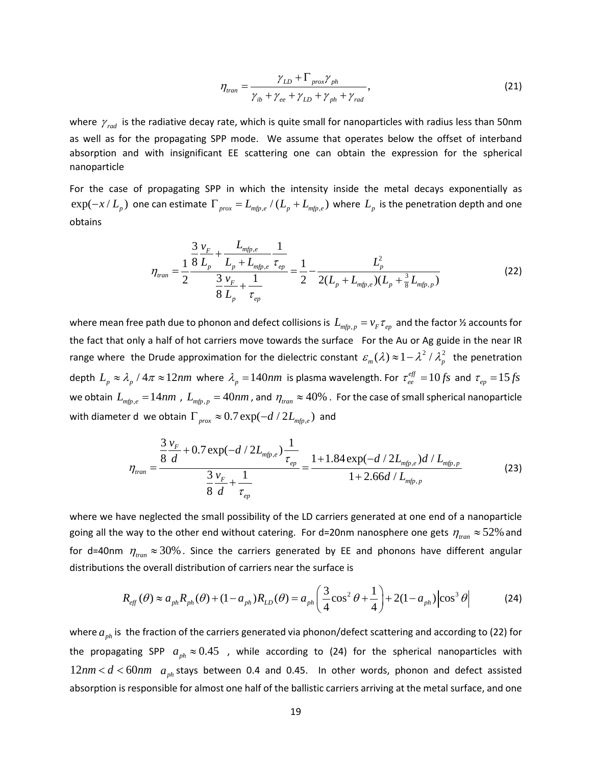$$\eta_{tran} = \frac{\gamma_{LD} + \Gamma_{prox}\gamma_{ph}}{\gamma_{ib} + \gamma_{ee} + \gamma_{LD} + \gamma_{ph} + \gamma_{rad}}, \tag{21}$$

where $\gamma_{rad}$ is the radiative decay rate, which is quite small for nanoparticles with radius less than 50nm as well as for the propagating SPP mode. We assume that operates below the offset of interband absorption and with insignificant EE scattering one can obtain the expression for the spherical nanoparticle

For the case of propagating SPP in which the intensity inside the metal decays exponentially as $\exp(-x/L_p)$ one can estimate $\Gamma_{prox} = L_{mfp,e}/(L_p + L_{mfp,e})$ where $L_p$ is the penetration depth and one obtains

$$\eta_{tran} = \frac{1}{2}\frac{\frac{3}{8}\frac{v_F}{L_p} + \frac{L_{mfp,e}}{L_p + L_{mfp,e}}\frac{1}{\tau_{ep}}}{\frac{3}{8}\frac{v_F}{L_p} + \frac{1}{\tau_{ep}}} = \frac{1}{2} - \frac{L_p^2}{2(L_p + L_{mfp,e})(L_p + \frac{3}{8}L_{mfp,p})} \tag{22}$$

where mean free path due to phonon and defect collisions is $L_{mfp,p} = v_F \tau_{ep}$ and the factor ½ accounts for the fact that only a half of hot carriers move towards the surface For the Au or Ag guide in the near IR range where the Drude approximation for the dielectric constant $\varepsilon_m(\lambda) \approx 1 - \lambda^2/\lambda_p^2$ the penetration depth $L_p \approx \lambda_p / 4\pi \approx 12nm$ where $\lambda_p = 140nm$ is plasma wavelength. For $\tau_{ee}^{eff} = 10\,fs$ and $\tau_{ep} = 15\,fs$ we obtain $L_{mfp,e} = 14nm$ , $L_{mfp,p} = 40nm$, and $\eta_{tran} \approx 40\%$. For the case of small spherical nanoparticle with diameter d we obtain $\Gamma_{prox} \approx 0.7\exp(-d/2L_{mfp,e})$ and

$$\eta_{tran} = \frac{\frac{3}{8}\frac{v_F}{d} + 0.7\exp(-d/2L_{mfp,e})\frac{1}{\tau_{ep}}}{\frac{3}{8}\frac{v_F}{d} + \frac{1}{\tau_{ep}}} = \frac{1 + 1.84\exp(-d/2L_{mfp,e})d/L_{mfp,p}}{1 + 2.66d/L_{mfp,p}} \tag{23}$$

where we have neglected the small possibility of the LD carriers generated at one end of a nanoparticle going all the way to the other end without catering. For d=20nm nanosphere one gets $\eta_{tran} \approx 52\%$ and for d=40nm $\eta_{tran} \approx 30\%$. Since the carriers generated by EE and phonons have different angular distributions the overall distribution of carriers near the surface is

$$R_{eff}(\theta) \approx a_{ph}R_{ph}(\theta) + (1 - a_{ph})R_{LD}(\theta) = a_{ph}\left(\frac{3}{4}\cos^2\theta + \frac{1}{4}\right) + 2(1 - a_{ph})\left|\cos^3\theta\right| \tag{24}$$

where $a_{ph}$ is the fraction of the carriers generated via phonon/defect scattering and according to (22) for the propagating SPP $a_{ph} \approx 0.45$ , while according to (24) for the spherical nanoparticles with $12nm < d < 60nm$ $a_{ph}$ stays between 0.4 and 0.45. In other words, phonon and defect assisted absorption is responsible for almost one half of the ballistic carriers arriving at the metal surface, and one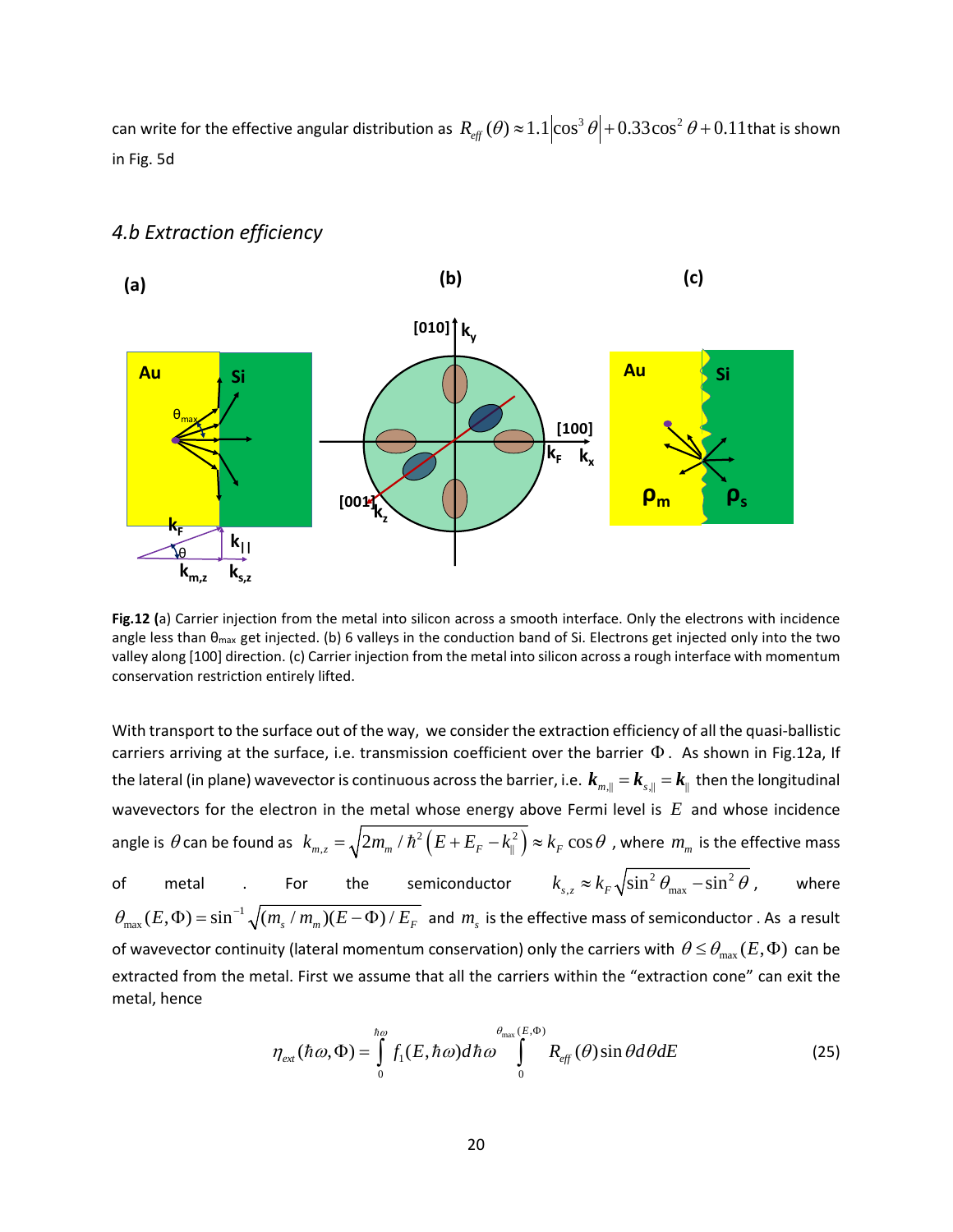can write for the effective angular distribution as $R_{eff}(\theta) \approx 1.1\left|\cos^3\theta\right| + 0.33\cos^2\theta + 0.11$ that is shown in Fig. 5d

### *4.b Extraction efficiency*

**Fig.12 (**a) Carrier injection from the metal into silicon across a smooth interface. Only the electrons with incidence angle less than $\theta_{max}$ get injected. (b) 6 valleys in the conduction band of Si. Electrons get injected only into the two valley along [100] direction. (c) Carrier injection from the metal into silicon across a rough interface with momentum conservation restriction entirely lifted.

With transport to the surface out of the way, we consider the extraction efficiency of all the quasi-ballistic carriers arriving at the surface, i.e. transmission coefficient over the barrier $\Phi$. As shown in Fig.12a, If the lateral (in plane) wavevector is continuous across the barrier, i.e. $\boldsymbol{k}_{m,\|} = \boldsymbol{k}_{s,\|} = \boldsymbol{k}_{\|}$ then the longitudinal wavevectors for the electron in the metal whose energy above Fermi level is $E$ and whose incidence angle is $\theta$ can be found as $k_{m,z} = \sqrt{2m_m/\hbar^2\left(E + E_F - k_{\|}^2\right)} \approx k_F\cos\theta$, where $m_m$ is the effective mass of metal. For the semiconductor $k_{s,z} \approx k_F\sqrt{\sin^2\theta_{\max} - \sin^2\theta}$, where $\theta_{\max}(E,\Phi) = \sin^{-1}\sqrt{(m_s/m_m)(E-\Phi)/E_F}$ and $m_s$ is the effective mass of semiconductor. As a result of wavevector continuity (lateral momentum conservation) only the carriers with $\theta \le \theta_{\max}(E,\Phi)$ can be extracted from the metal. First we assume that all the carriers within the "extraction cone" can exit the metal, hence

$$\eta_{ext}(\hbar\omega,\Phi) = \int_0^{\hbar\omega} f_1(E,\hbar\omega)d\hbar\omega \int_0^{\theta_{\max}(E,\Phi)} R_{eff}(\theta)\sin\theta d\theta dE \qquad (25)$$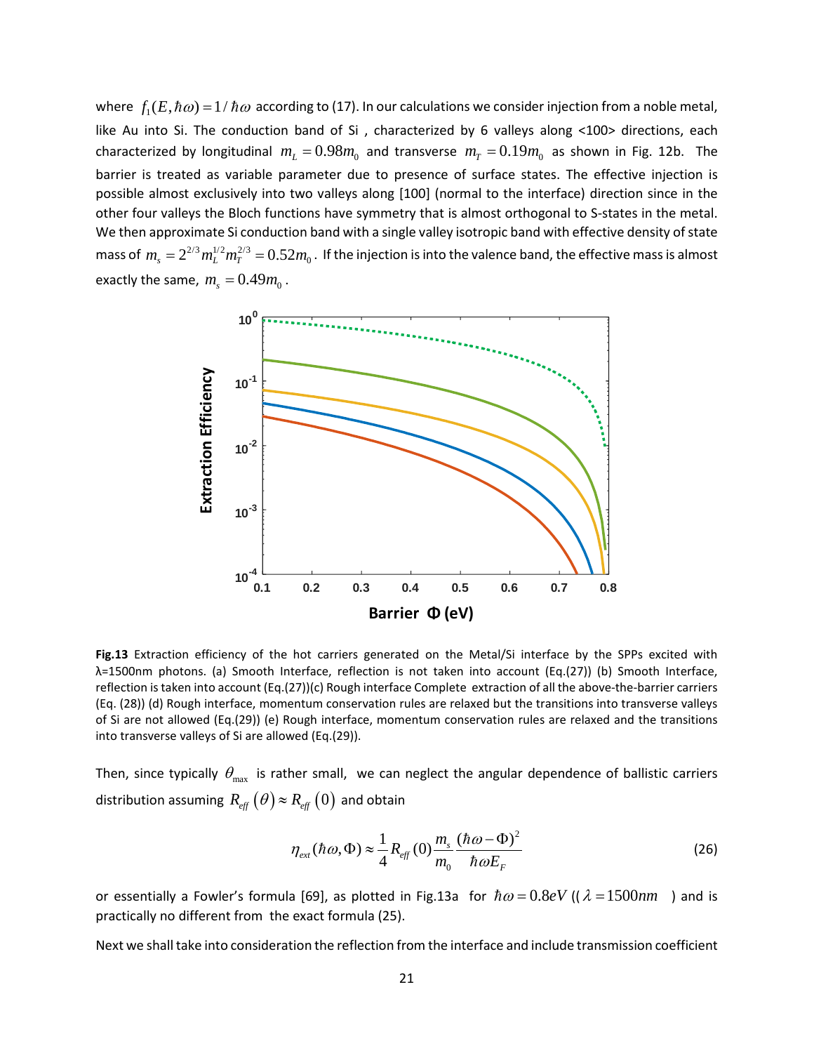where $f_1(E,\hbar\omega)=1/\hbar\omega$ according to (17). In our calculations we consider injection from a noble metal, like Au into Si. The conduction band of Si , characterized by 6 valleys along <100> directions, each characterized by longitudinal $m_L = 0.98m_0$ and transverse $m_T = 0.19m_0$ as shown in Fig. 12b. The barrier is treated as variable parameter due to presence of surface states. The effective injection is possible almost exclusively into two valleys along [100] (normal to the interface) direction since in the other four valleys the Bloch functions have symmetry that is almost orthogonal to S-states in the metal. We then approximate Si conduction band with a single valley isotropic band with effective density of state mass of $m_s = 2^{2/3} m_L^{1/2} m_T^{2/3} = 0.52m_0$. If the injection is into the valence band, the effective mass is almost exactly the same, $m_s = 0.49m_0$.

Fig.13 Extraction efficiency of the hot carriers generated on the Metal/Si interface by the SPPs excited with λ=1500nm photons. (a) Smooth Interface, reflection is not taken into account (Eq.(27)) (b) Smooth Interface, reflection is taken into account (Eq.(27))(c) Rough interface Complete extraction of all the above-the-barrier carriers (Eq. (28)) (d) Rough interface, momentum conservation rules are relaxed but the transitions into transverse valleys of Si are not allowed (Eq.(29)) (e) Rough interface, momentum conservation rules are relaxed and the transitions into transverse valleys of Si are allowed (Eq.(29)).

Then, since typically $\theta_{\max}$ is rather small, we can neglect the angular dependence of ballistic carriers distribution assuming $R_{eff}(\theta) \approx R_{eff}(0)$ and obtain

$$\eta_{ext}(\hbar\omega,\Phi) \approx \frac{1}{4} R_{eff}(0) \frac{m_s}{m_0} \frac{(\hbar\omega - \Phi)^2}{\hbar\omega E_F} \tag{26}$$

or essentially a Fowler's formula [69], as plotted in Fig.13a for $\hbar\omega = 0.8eV$ (( $\lambda = 1500nm$ ) and is practically no different from the exact formula (25).

Next we shall take into consideration the reflection from the interface and include transmission coefficient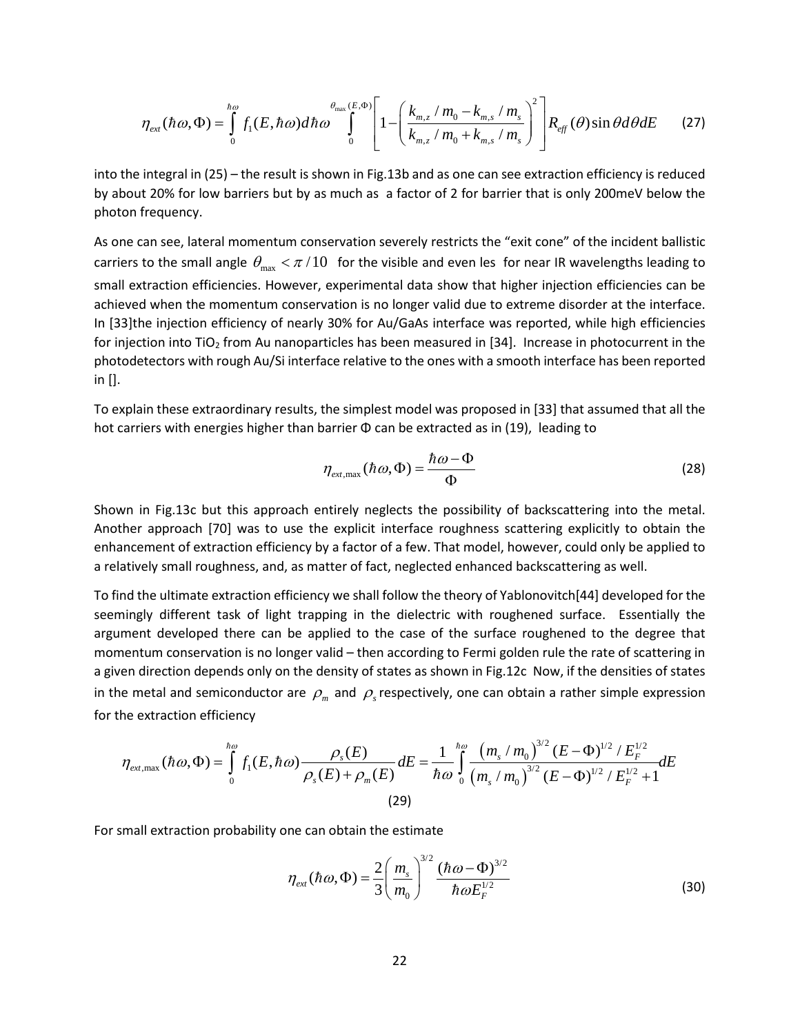$$\eta_{ext}(\hbar\omega,\Phi)=\int_0^{\hbar\omega} f_1(E,\hbar\omega)d\hbar\omega \int_0^{\theta_{\max}(E,\Phi)}\left[1-\left(\frac{k_{m,z}/m_0-k_{m,s}/m_s}{k_{m,z}/m_0+k_{m,s}/m_s}\right)^2\right]R_{eff}(\theta)\sin\theta d\theta dE \qquad (27)$$

into the integral in (25) – the result is shown in Fig.13b and as one can see extraction efficiency is reduced by about 20% for low barriers but by as much as a factor of 2 for barrier that is only 200meV below the photon frequency.

As one can see, lateral momentum conservation severely restricts the "exit cone" of the incident ballistic carriers to the small angle $\theta_{\max} < \pi/10$ for the visible and even les for near IR wavelengths leading to small extraction efficiencies. However, experimental data show that higher injection efficiencies can be achieved when the momentum conservation is no longer valid due to extreme disorder at the interface. In [33]the injection efficiency of nearly 30% for Au/GaAs interface was reported, while high efficiencies for injection into $TiO_2$ from Au nanoparticles has been measured in [34]. Increase in photocurrent in the photodetectors with rough Au/Si interface relative to the ones with a smooth interface has been reported in [].

To explain these extraordinary results, the simplest model was proposed in [33] that assumed that all the hot carriers with energies higher than barrier Φ can be extracted as in (19), leading to

$$\eta_{ext,\max}(\hbar\omega,\Phi)=\frac{\hbar\omega-\Phi}{\Phi} \qquad (28)$$

Shown in Fig.13c but this approach entirely neglects the possibility of backscattering into the metal. Another approach [70] was to use the explicit interface roughness scattering explicitly to obtain the enhancement of extraction efficiency by a factor of a few. That model, however, could only be applied to a relatively small roughness, and, as matter of fact, neglected enhanced backscattering as well.

To find the ultimate extraction efficiency we shall follow the theory of Yablonovitch[44] developed for the seemingly different task of light trapping in the dielectric with roughened surface. Essentially the argument developed there can be applied to the case of the surface roughened to the degree that momentum conservation is no longer valid – then according to Fermi golden rule the rate of scattering in a given direction depends only on the density of states as shown in Fig.12c Now, if the densities of states in the metal and semiconductor are $\rho_m$ and $\rho_s$ respectively, one can obtain a rather simple expression for the extraction efficiency

$$\eta_{ext,\max}(\hbar\omega,\Phi)=\int_0^{\hbar\omega} f_1(E,\hbar\omega)\frac{\rho_s(E)}{\rho_s(E)+\rho_m(E)}dE=\frac{1}{\hbar\omega}\int_0^{\hbar\omega}\frac{\left(m_s/m_0\right)^{3/2}(E-\Phi)^{1/2}/E_F^{1/2}}{\left(m_s/m_0\right)^{3/2}(E-\Phi)^{1/2}/E_F^{1/2}+1}dE \qquad (29)$$

For small extraction probability one can obtain the estimate

$$\eta_{ext}(\hbar\omega,\Phi)=\frac{2}{3}\left(\frac{m_s}{m_0}\right)^{3/2}\frac{(\hbar\omega-\Phi)^{3/2}}{\hbar\omega E_F^{1/2}} \qquad (30)$$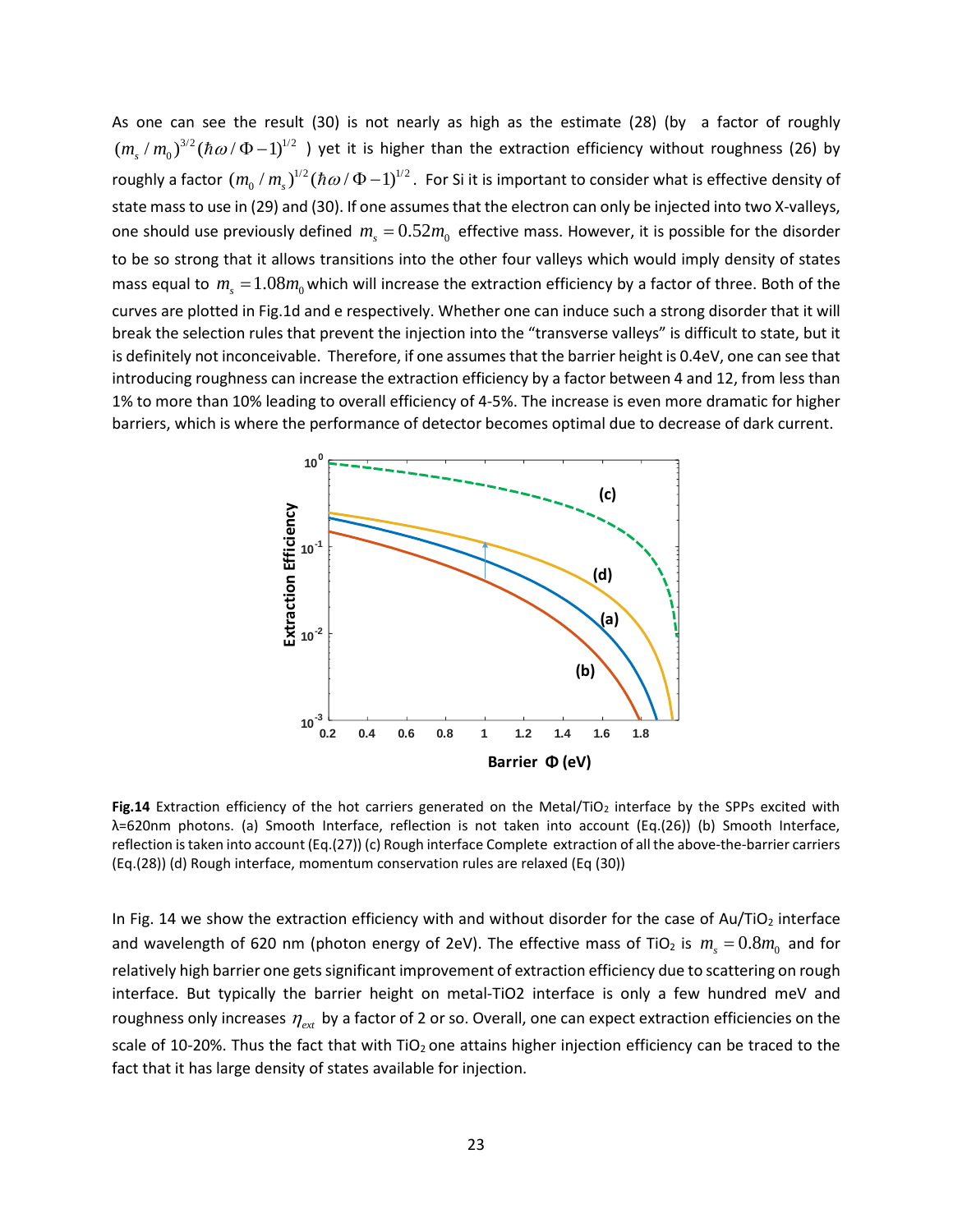As one can see the result (30) is not nearly as high as the estimate (28) (by a factor of roughly $(m_s/m_0)^{3/2}(\hbar\omega/\Phi-1)^{1/2}$ ) yet it is higher than the extraction efficiency without roughness (26) by roughly a factor $(m_0/m_s)^{1/2}(\hbar\omega/\Phi-1)^{1/2}$. For Si it is important to consider what is effective density of state mass to use in (29) and (30). If one assumes that the electron can only be injected into two X-valleys, one should use previously defined $m_s = 0.52m_0$ effective mass. However, it is possible for the disorder to be so strong that it allows transitions into the other four valleys which would imply density of states mass equal to $m_s = 1.08m_0$ which will increase the extraction efficiency by a factor of three. Both of the curves are plotted in Fig.1d and e respectively. Whether one can induce such a strong disorder that it will break the selection rules that prevent the injection into the "transverse valleys" is difficult to state, but it is definitely not inconceivable. Therefore, if one assumes that the barrier height is 0.4eV, one can see that introducing roughness can increase the extraction efficiency by a factor between 4 and 12, from less than 1% to more than 10% leading to overall efficiency of 4-5%. The increase is even more dramatic for higher barriers, which is where the performance of detector becomes optimal due to decrease of dark current.

**Fig.14** Extraction efficiency of the hot carriers generated on the Metal/$TiO_2$ interface by the SPPs excited with λ=620nm photons. (a) Smooth Interface, reflection is not taken into account (Eq.(26)) (b) Smooth Interface, reflection is taken into account (Eq.(27)) (c) Rough interface Complete extraction of all the above-the-barrier carriers (Eq.(28)) (d) Rough interface, momentum conservation rules are relaxed (Eq (30))

In Fig. 14 we show the extraction efficiency with and without disorder for the case of Au/$TiO_2$ interface and wavelength of 620 nm (photon energy of 2eV). The effective mass of $TiO_2$ is $m_s = 0.8m_0$ and for relatively high barrier one gets significant improvement of extraction efficiency due to scattering on rough interface. But typically the barrier height on metal-TiO2 interface is only a few hundred meV and roughness only increases $\eta_{ext}$ by a factor of 2 or so. Overall, one can expect extraction efficiencies on the scale of 10-20%. Thus the fact that with $TiO_2$ one attains higher injection efficiency can be traced to the fact that it has large density of states available for injection.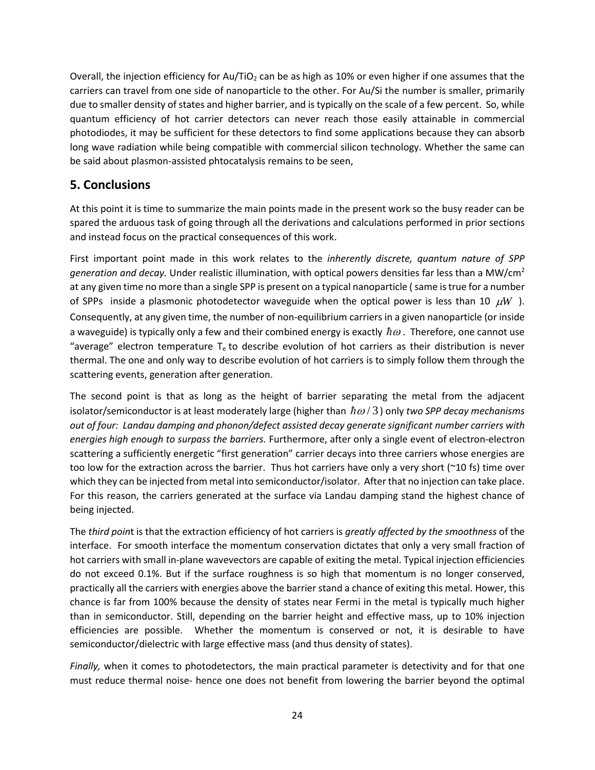Overall, the injection efficiency for Au/$TiO_2$ can be as high as 10% or even higher if one assumes that the carriers can travel from one side of nanoparticle to the other. For Au/Si the number is smaller, primarily due to smaller density of states and higher barrier, and is typically on the scale of a few percent. So, while quantum efficiency of hot carrier detectors can never reach those easily attainable in commercial photodiodes, it may be sufficient for these detectors to find some applications because they can absorb long wave radiation while being compatible with commercial silicon technology. Whether the same can be said about plasmon-assisted phtocatalysis remains to be seen,

## 5. Conclusions

At this point it is time to summarize the main points made in the present work so the busy reader can be spared the arduous task of going through all the derivations and calculations performed in prior sections and instead focus on the practical consequences of this work.

First important point made in this work relates to the *inherently discrete, quantum nature of SPP generation and decay.* Under realistic illumination, with optical powers densities far less than a MW/cm$^2$ at any given time no more than a single SPP is present on a typical nanoparticle ( same is true for a number of SPPs inside a plasmonic photodetector waveguide when the optical power is less than 10 $\mu W$ ). Consequently, at any given time, the number of non-equilibrium carriers in a given nanoparticle (or inside a waveguide) is typically only a few and their combined energy is exactly $\hbar\omega$. Therefore, one cannot use "average" electron temperature $T_e$ to describe evolution of hot carriers as their distribution is never thermal. The one and only way to describe evolution of hot carriers is to simply follow them through the scattering events, generation after generation.

The second point is that as long as the height of barrier separating the metal from the adjacent isolator/semiconductor is at least moderately large (higher than $\hbar\omega/3$) only *two SPP decay mechanisms out of four: Landau damping and phonon/defect assisted decay generate significant number carriers with energies high enough to surpass the barriers.* Furthermore, after only a single event of electron-electron scattering a sufficiently energetic "first generation" carrier decays into three carriers whose energies are too low for the extraction across the barrier. Thus hot carriers have only a very short (~10 fs) time over which they can be injected from metal into semiconductor/isolator. After that no injection can take place. For this reason, the carriers generated at the surface via Landau damping stand the highest chance of being injected.

The *third point* is that the extraction efficiency of hot carriers is *greatly affected by the smoothness* of the interface. For smooth interface the momentum conservation dictates that only a very small fraction of hot carriers with small in-plane wavevectors are capable of exiting the metal. Typical injection efficiencies do not exceed 0.1%. But if the surface roughness is so high that momentum is no longer conserved, practically all the carriers with energies above the barrier stand a chance of exiting this metal. Hower, this chance is far from 100% because the density of states near Fermi in the metal is typically much higher than in semiconductor. Still, depending on the barrier height and effective mass, up to 10% injection efficiencies are possible. Whether the momentum is conserved or not, it is desirable to have semiconductor/dielectric with large effective mass (and thus density of states).

*Finally,* when it comes to photodetectors, the main practical parameter is detectivity and for that one must reduce thermal noise- hence one does not benefit from lowering the barrier beyond the optimal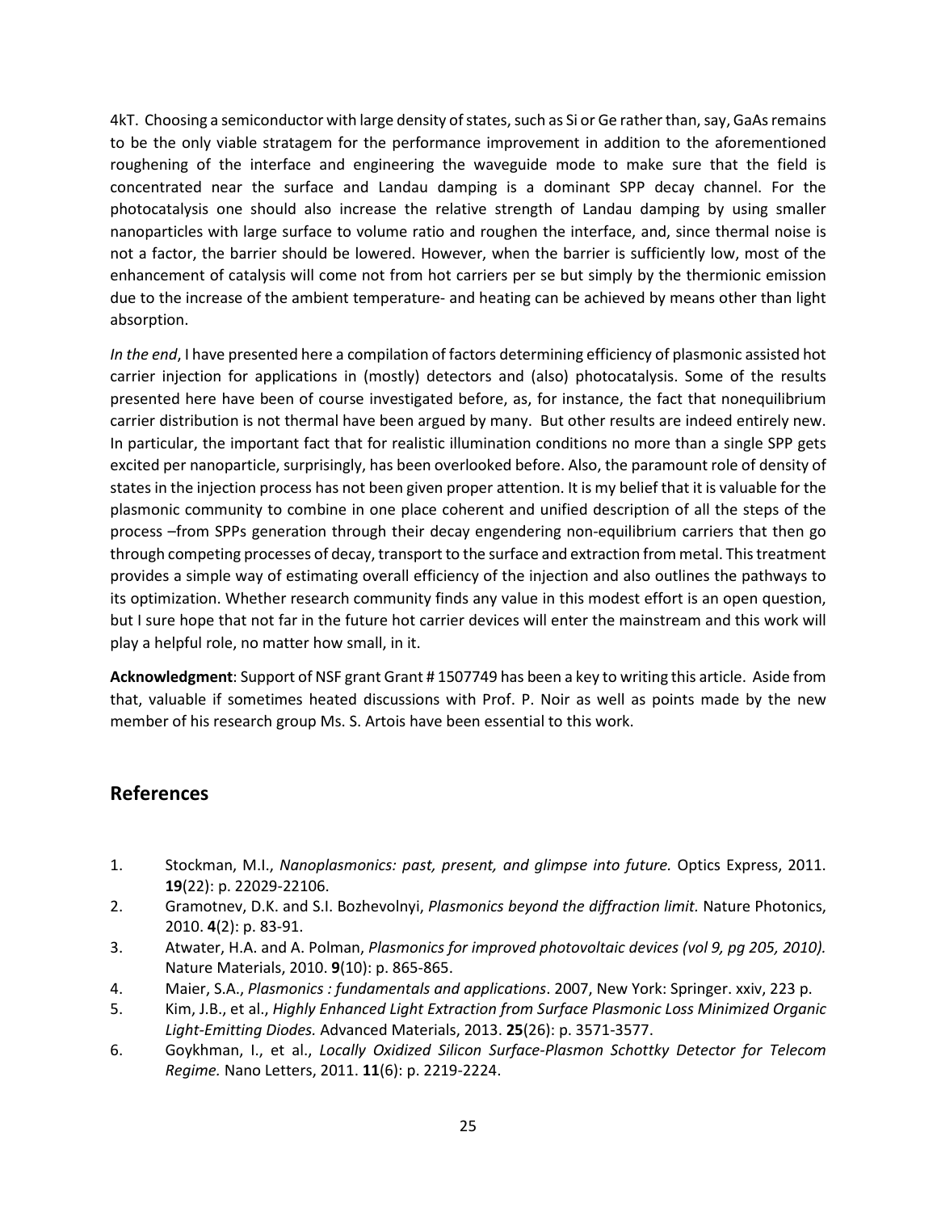4kT. Choosing a semiconductor with large density of states, such as Si or Ge rather than, say, GaAs remains to be the only viable stratagem for the performance improvement in addition to the aforementioned roughening of the interface and engineering the waveguide mode to make sure that the field is concentrated near the surface and Landau damping is a dominant SPP decay channel. For the photocatalysis one should also increase the relative strength of Landau damping by using smaller nanoparticles with large surface to volume ratio and roughen the interface, and, since thermal noise is not a factor, the barrier should be lowered. However, when the barrier is sufficiently low, most of the enhancement of catalysis will come not from hot carriers per se but simply by the thermionic emission due to the increase of the ambient temperature- and heating can be achieved by means other than light absorption.

*In the end*, I have presented here a compilation of factors determining efficiency of plasmonic assisted hot carrier injection for applications in (mostly) detectors and (also) photocatalysis. Some of the results presented here have been of course investigated before, as, for instance, the fact that nonequilibrium carrier distribution is not thermal have been argued by many. But other results are indeed entirely new. In particular, the important fact that for realistic illumination conditions no more than a single SPP gets excited per nanoparticle, surprisingly, has been overlooked before. Also, the paramount role of density of states in the injection process has not been given proper attention. It is my belief that it is valuable for the plasmonic community to combine in one place coherent and unified description of all the steps of the process –from SPPs generation through their decay engendering non-equilibrium carriers that then go through competing processes of decay, transport to the surface and extraction from metal. This treatment provides a simple way of estimating overall efficiency of the injection and also outlines the pathways to its optimization. Whether research community finds any value in this modest effort is an open question, but I sure hope that not far in the future hot carrier devices will enter the mainstream and this work will play a helpful role, no matter how small, in it.

**Acknowledgment**: Support of NSF grant Grant # 1507749 has been a key to writing this article. Aside from that, valuable if sometimes heated discussions with Prof. P. Noir as well as points made by the new member of his research group Ms. S. Artois have been essential to this work.

## References

1. Stockman, M.I., *Nanoplasmonics: past, present, and glimpse into future.* Optics Express, 2011. **19**(22): p. 22029-22106.
2. Gramotnev, D.K. and S.I. Bozhevolnyi, *Plasmonics beyond the diffraction limit.* Nature Photonics, 2010. **4**(2): p. 83-91.
3. Atwater, H.A. and A. Polman, *Plasmonics for improved photovoltaic devices (vol 9, pg 205, 2010).* Nature Materials, 2010. **9**(10): p. 865-865.
4. Maier, S.A., *Plasmonics : fundamentals and applications*. 2007, New York: Springer. xxiv, 223 p.
5. Kim, J.B., et al., *Highly Enhanced Light Extraction from Surface Plasmonic Loss Minimized Organic Light-Emitting Diodes.* Advanced Materials, 2013. **25**(26): p. 3571-3577.
6. Goykhman, I., et al., *Locally Oxidized Silicon Surface-Plasmon Schottky Detector for Telecom Regime.* Nano Letters, 2011. **11**(6): p. 2219-2224.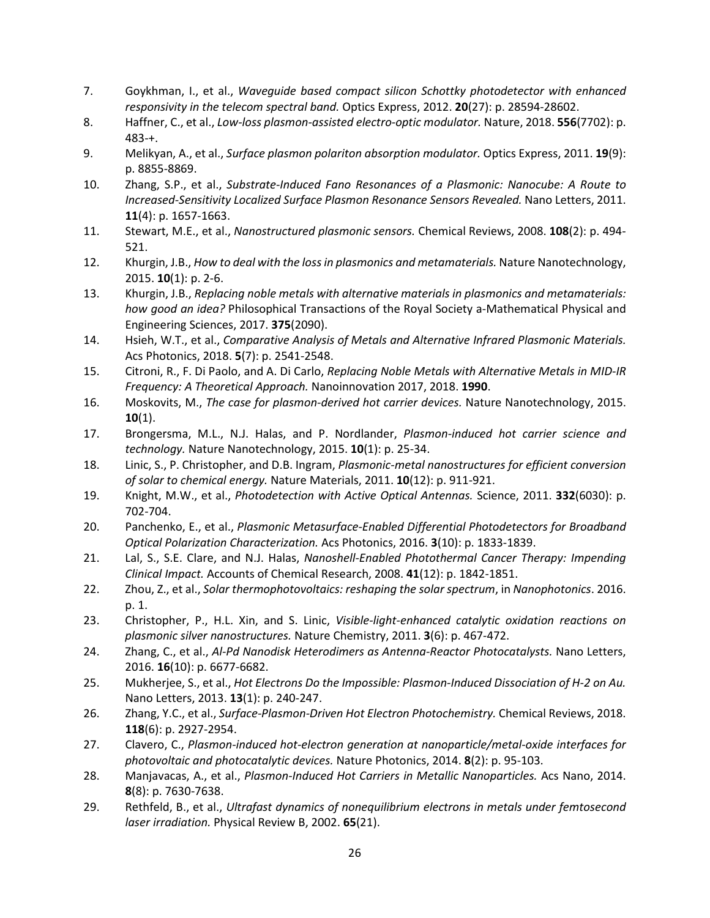7. Goykhman, I., et al., *Waveguide based compact silicon Schottky photodetector with enhanced responsivity in the telecom spectral band.* Optics Express, 2012. **20**(27): p. 28594-28602.
8. Haffner, C., et al., *Low-loss plasmon-assisted electro-optic modulator.* Nature, 2018. **556**(7702): p. 483-+.
9. Melikyan, A., et al., *Surface plasmon polariton absorption modulator.* Optics Express, 2011. **19**(9): p. 8855-8869.
10. Zhang, S.P., et al., *Substrate-Induced Fano Resonances of a Plasmonic: Nanocube: A Route to Increased-Sensitivity Localized Surface Plasmon Resonance Sensors Revealed.* Nano Letters, 2011. **11**(4): p. 1657-1663.
11. Stewart, M.E., et al., *Nanostructured plasmonic sensors.* Chemical Reviews, 2008. **108**(2): p. 494-521.
12. Khurgin, J.B., *How to deal with the loss in plasmonics and metamaterials.* Nature Nanotechnology, 2015. **10**(1): p. 2-6.
13. Khurgin, J.B., *Replacing noble metals with alternative materials in plasmonics and metamaterials: how good an idea?* Philosophical Transactions of the Royal Society a-Mathematical Physical and Engineering Sciences, 2017. **375**(2090).
14. Hsieh, W.T., et al., *Comparative Analysis of Metals and Alternative Infrared Plasmonic Materials.* Acs Photonics, 2018. **5**(7): p. 2541-2548.
15. Citroni, R., F. Di Paolo, and A. Di Carlo, *Replacing Noble Metals with Alternative Metals in MID-IR Frequency: A Theoretical Approach.* Nanoinnovation 2017, 2018. **1990**.
16. Moskovits, M., *The case for plasmon-derived hot carrier devices.* Nature Nanotechnology, 2015. **10**(1).
17. Brongersma, M.L., N.J. Halas, and P. Nordlander, *Plasmon-induced hot carrier science and technology.* Nature Nanotechnology, 2015. **10**(1): p. 25-34.
18. Linic, S., P. Christopher, and D.B. Ingram, *Plasmonic-metal nanostructures for efficient conversion of solar to chemical energy.* Nature Materials, 2011. **10**(12): p. 911-921.
19. Knight, M.W., et al., *Photodetection with Active Optical Antennas.* Science, 2011. **332**(6030): p. 702-704.
20. Panchenko, E., et al., *Plasmonic Metasurface-Enabled Differential Photodetectors for Broadband Optical Polarization Characterization.* Acs Photonics, 2016. **3**(10): p. 1833-1839.
21. Lal, S., S.E. Clare, and N.J. Halas, *Nanoshell-Enabled Photothermal Cancer Therapy: Impending Clinical Impact.* Accounts of Chemical Research, 2008. **41**(12): p. 1842-1851.
22. Zhou, Z., et al., *Solar thermophotovoltaics: reshaping the solar spectrum*, in *Nanophotonics*. 2016. p. 1.
23. Christopher, P., H.L. Xin, and S. Linic, *Visible-light-enhanced catalytic oxidation reactions on plasmonic silver nanostructures.* Nature Chemistry, 2011. **3**(6): p. 467-472.
24. Zhang, C., et al., *Al-Pd Nanodisk Heterodimers as Antenna-Reactor Photocatalysts.* Nano Letters, 2016. **16**(10): p. 6677-6682.
25. Mukherjee, S., et al., *Hot Electrons Do the Impossible: Plasmon-Induced Dissociation of H-2 on Au.* Nano Letters, 2013. **13**(1): p. 240-247.
26. Zhang, Y.C., et al., *Surface-Plasmon-Driven Hot Electron Photochemistry.* Chemical Reviews, 2018. **118**(6): p. 2927-2954.
27. Clavero, C., *Plasmon-induced hot-electron generation at nanoparticle/metal-oxide interfaces for photovoltaic and photocatalytic devices.* Nature Photonics, 2014. **8**(2): p. 95-103.
28. Manjavacas, A., et al., *Plasmon-Induced Hot Carriers in Metallic Nanoparticles.* Acs Nano, 2014. **8**(8): p. 7630-7638.
29. Rethfeld, B., et al., *Ultrafast dynamics of nonequilibrium electrons in metals under femtosecond laser irradiation.* Physical Review B, 2002. **65**(21).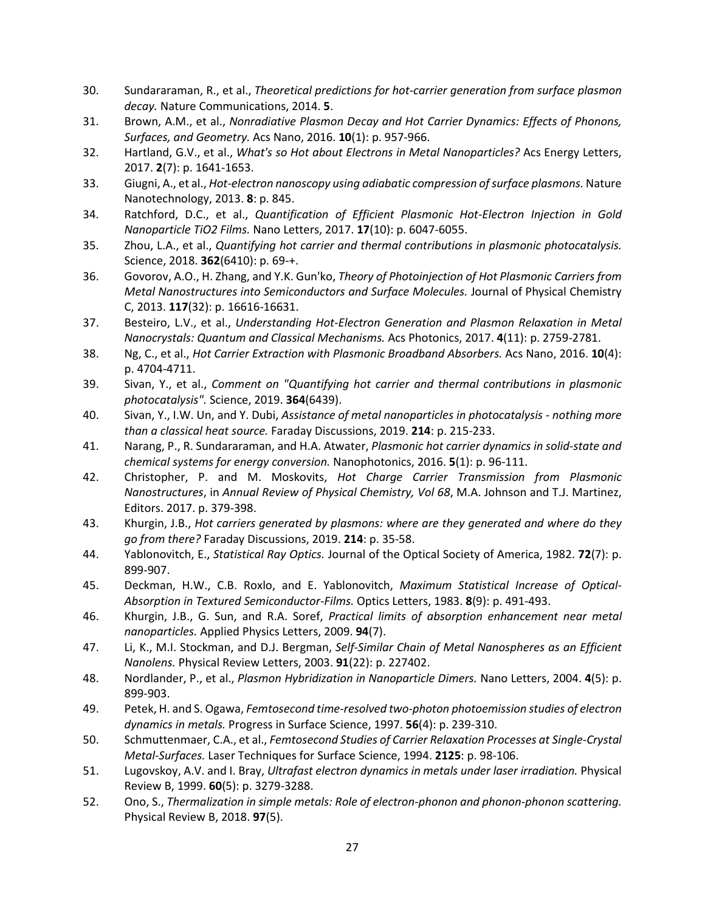30. Sundararaman, R., et al., *Theoretical predictions for hot-carrier generation from surface plasmon decay.* Nature Communications, 2014. **5**.
31. Brown, A.M., et al., *Nonradiative Plasmon Decay and Hot Carrier Dynamics: Effects of Phonons, Surfaces, and Geometry.* Acs Nano, 2016. **10**(1): p. 957-966.
32. Hartland, G.V., et al., *What's so Hot about Electrons in Metal Nanoparticles?* Acs Energy Letters, 2017. **2**(7): p. 1641-1653.
33. Giugni, A., et al., *Hot-electron nanoscopy using adiabatic compression of surface plasmons.* Nature Nanotechnology, 2013. **8**: p. 845.
34. Ratchford, D.C., et al., *Quantification of Efficient Plasmonic Hot-Electron Injection in Gold Nanoparticle TiO2 Films.* Nano Letters, 2017. **17**(10): p. 6047-6055.
35. Zhou, L.A., et al., *Quantifying hot carrier and thermal contributions in plasmonic photocatalysis.* Science, 2018. **362**(6410): p. 69-+.
36. Govorov, A.O., H. Zhang, and Y.K. Gun'ko, *Theory of Photoinjection of Hot Plasmonic Carriers from Metal Nanostructures into Semiconductors and Surface Molecules.* Journal of Physical Chemistry C, 2013. **117**(32): p. 16616-16631.
37. Besteiro, L.V., et al., *Understanding Hot-Electron Generation and Plasmon Relaxation in Metal Nanocrystals: Quantum and Classical Mechanisms.* Acs Photonics, 2017. **4**(11): p. 2759-2781.
38. Ng, C., et al., *Hot Carrier Extraction with Plasmonic Broadband Absorbers.* Acs Nano, 2016. **10**(4): p. 4704-4711.
39. Sivan, Y., et al., *Comment on "Quantifying hot carrier and thermal contributions in plasmonic photocatalysis".* Science, 2019. **364**(6439).
40. Sivan, Y., I.W. Un, and Y. Dubi, *Assistance of metal nanoparticles in photocatalysis - nothing more than a classical heat source.* Faraday Discussions, 2019. **214**: p. 215-233.
41. Narang, P., R. Sundararaman, and H.A. Atwater, *Plasmonic hot carrier dynamics in solid-state and chemical systems for energy conversion.* Nanophotonics, 2016. **5**(1): p. 96-111.
42. Christopher, P. and M. Moskovits, *Hot Charge Carrier Transmission from Plasmonic Nanostructures*, in *Annual Review of Physical Chemistry, Vol 68*, M.A. Johnson and T.J. Martinez, Editors. 2017. p. 379-398.
43. Khurgin, J.B., *Hot carriers generated by plasmons: where are they generated and where do they go from there?* Faraday Discussions, 2019. **214**: p. 35-58.
44. Yablonovitch, E., *Statistical Ray Optics.* Journal of the Optical Society of America, 1982. **72**(7): p. 899-907.
45. Deckman, H.W., C.B. Roxlo, and E. Yablonovitch, *Maximum Statistical Increase of Optical-Absorption in Textured Semiconductor-Films.* Optics Letters, 1983. **8**(9): p. 491-493.
46. Khurgin, J.B., G. Sun, and R.A. Soref, *Practical limits of absorption enhancement near metal nanoparticles.* Applied Physics Letters, 2009. **94**(7).
47. Li, K., M.I. Stockman, and D.J. Bergman, *Self-Similar Chain of Metal Nanospheres as an Efficient Nanolens.* Physical Review Letters, 2003. **91**(22): p. 227402.
48. Nordlander, P., et al., *Plasmon Hybridization in Nanoparticle Dimers.* Nano Letters, 2004. **4**(5): p. 899-903.
49. Petek, H. and S. Ogawa, *Femtosecond time-resolved two-photon photoemission studies of electron dynamics in metals.* Progress in Surface Science, 1997. **56**(4): p. 239-310.
50. Schmuttenmaer, C.A., et al., *Femtosecond Studies of Carrier Relaxation Processes at Single-Crystal Metal-Surfaces.* Laser Techniques for Surface Science, 1994. **2125**: p. 98-106.
51. Lugovskoy, A.V. and I. Bray, *Ultrafast electron dynamics in metals under laser irradiation.* Physical Review B, 1999. **60**(5): p. 3279-3288.
52. Ono, S., *Thermalization in simple metals: Role of electron-phonon and phonon-phonon scattering.* Physical Review B, 2018. **97**(5).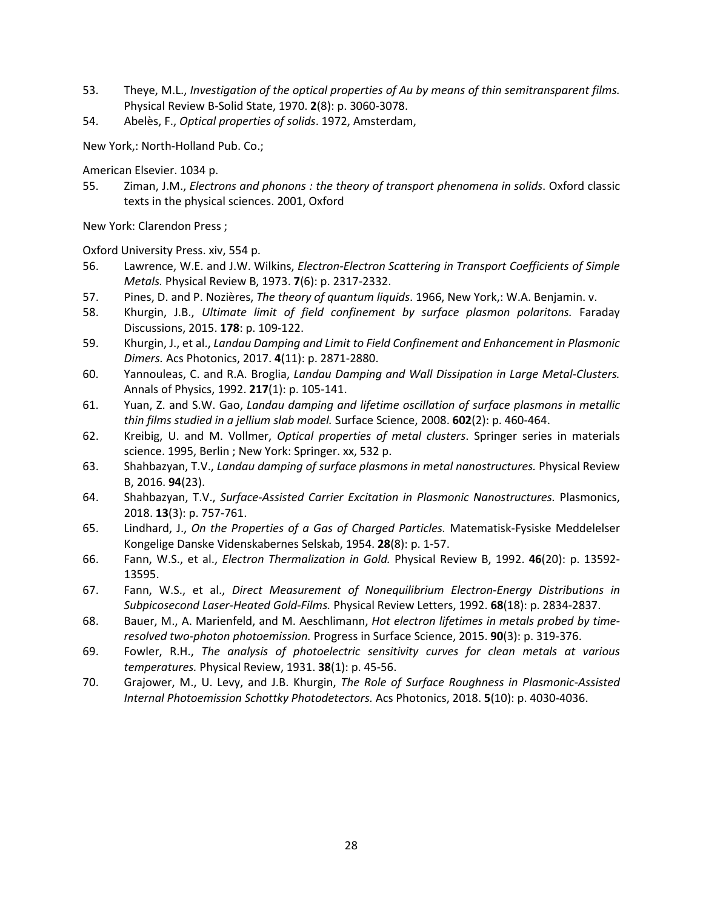53. Theye, M.L., *Investigation of the optical properties of Au by means of thin semitransparent films.* Physical Review B-Solid State, 1970. **2**(8): p. 3060-3078.
54. Abelès, F., *Optical properties of solids*. 1972, Amsterdam,

New York,: North-Holland Pub. Co.;

American Elsevier. 1034 p.

55. Ziman, J.M., *Electrons and phonons : the theory of transport phenomena in solids*. Oxford classic texts in the physical sciences. 2001, Oxford

New York: Clarendon Press ;

Oxford University Press. xiv, 554 p.

56. Lawrence, W.E. and J.W. Wilkins, *Electron-Electron Scattering in Transport Coefficients of Simple Metals.* Physical Review B, 1973. **7**(6): p. 2317-2332.
57. Pines, D. and P. Nozières, *The theory of quantum liquids*. 1966, New York,: W.A. Benjamin. v.
58. Khurgin, J.B., *Ultimate limit of field confinement by surface plasmon polaritons.* Faraday Discussions, 2015. **178**: p. 109-122.
59. Khurgin, J., et al., *Landau Damping and Limit to Field Confinement and Enhancement in Plasmonic Dimers.* Acs Photonics, 2017. **4**(11): p. 2871-2880.
60. Yannouleas, C. and R.A. Broglia, *Landau Damping and Wall Dissipation in Large Metal-Clusters.* Annals of Physics, 1992. **217**(1): p. 105-141.
61. Yuan, Z. and S.W. Gao, *Landau damping and lifetime oscillation of surface plasmons in metallic thin films studied in a jellium slab model.* Surface Science, 2008. **602**(2): p. 460-464.
62. Kreibig, U. and M. Vollmer, *Optical properties of metal clusters*. Springer series in materials science. 1995, Berlin ; New York: Springer. xx, 532 p.
63. Shahbazyan, T.V., *Landau damping of surface plasmons in metal nanostructures.* Physical Review B, 2016. **94**(23).
64. Shahbazyan, T.V., *Surface-Assisted Carrier Excitation in Plasmonic Nanostructures.* Plasmonics, 2018. **13**(3): p. 757-761.
65. Lindhard, J., *On the Properties of a Gas of Charged Particles.* Matematisk-Fysiske Meddelelser Kongelige Danske Videnskabernes Selskab, 1954. **28**(8): p. 1-57.
66. Fann, W.S., et al., *Electron Thermalization in Gold.* Physical Review B, 1992. **46**(20): p. 13592-13595.
67. Fann, W.S., et al., *Direct Measurement of Nonequilibrium Electron-Energy Distributions in Subpicosecond Laser-Heated Gold-Films.* Physical Review Letters, 1992. **68**(18): p. 2834-2837.
68. Bauer, M., A. Marienfeld, and M. Aeschlimann, *Hot electron lifetimes in metals probed by time-resolved two-photon photoemission.* Progress in Surface Science, 2015. **90**(3): p. 319-376.
69. Fowler, R.H., *The analysis of photoelectric sensitivity curves for clean metals at various temperatures.* Physical Review, 1931. **38**(1): p. 45-56.
70. Grajower, M., U. Levy, and J.B. Khurgin, *The Role of Surface Roughness in Plasmonic-Assisted Internal Photoemission Schottky Photodetectors.* Acs Photonics, 2018. **5**(10): p. 4030-4036.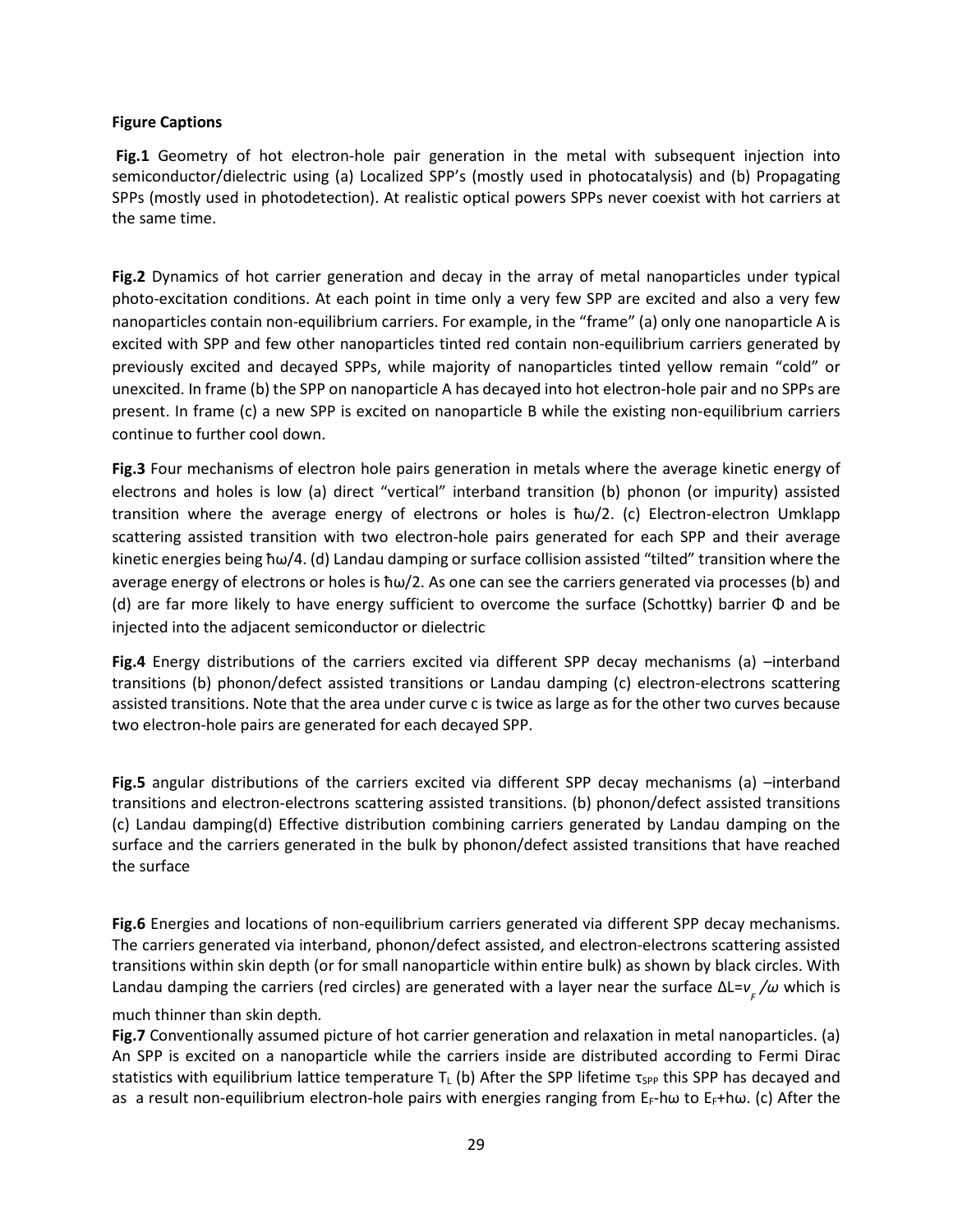## Figure Captions

**Fig.1** Geometry of hot electron-hole pair generation in the metal with subsequent injection into semiconductor/dielectric using (a) Localized SPP's (mostly used in photocatalysis) and (b) Propagating SPPs (mostly used in photodetection). At realistic optical powers SPPs never coexist with hot carriers at the same time.

**Fig.2** Dynamics of hot carrier generation and decay in the array of metal nanoparticles under typical photo-excitation conditions. At each point in time only a very few SPP are excited and also a very few nanoparticles contain non-equilibrium carriers. For example, in the "frame" (a) only one nanoparticle A is excited with SPP and few other nanoparticles tinted red contain non-equilibrium carriers generated by previously excited and decayed SPPs, while majority of nanoparticles tinted yellow remain "cold" or unexcited. In frame (b) the SPP on nanoparticle A has decayed into hot electron-hole pair and no SPPs are present. In frame (c) a new SPP is excited on nanoparticle B while the existing non-equilibrium carriers continue to further cool down.

**Fig.3** Four mechanisms of electron hole pairs generation in metals where the average kinetic energy of electrons and holes is low (a) direct "vertical" interband transition (b) phonon (or impurity) assisted transition where the average energy of electrons or holes is $\hbar\omega/2$. (c) Electron-electron Umklapp scattering assisted transition with two electron-hole pairs generated for each SPP and their average kinetic energies being $\hbar\omega/4$. (d) Landau damping or surface collision assisted "tilted" transition where the average energy of electrons or holes is $\hbar\omega/2$. As one can see the carriers generated via processes (b) and (d) are far more likely to have energy sufficient to overcome the surface (Schottky) barrier $\Phi$ and be injected into the adjacent semiconductor or dielectric

**Fig.4** Energy distributions of the carriers excited via different SPP decay mechanisms (a) –interband transitions (b) phonon/defect assisted transitions or Landau damping (c) electron-electrons scattering assisted transitions. Note that the area under curve c is twice as large as for the other two curves because two electron-hole pairs are generated for each decayed SPP.

**Fig.5** angular distributions of the carriers excited via different SPP decay mechanisms (a) –interband transitions and electron-electrons scattering assisted transitions. (b) phonon/defect assisted transitions (c) Landau damping(d) Effective distribution combining carriers generated by Landau damping on the surface and the carriers generated in the bulk by phonon/defect assisted transitions that have reached the surface

**Fig.6** Energies and locations of non-equilibrium carriers generated via different SPP decay mechanisms. The carriers generated via interband, phonon/defect assisted, and electron-electrons scattering assisted transitions within skin depth (or for small nanoparticle within entire bulk) as shown by black circles. With Landau damping the carriers (red circles) are generated with a layer near the surface $\Delta L = v_F/\omega$ which is much thinner than skin depth.

**Fig.7** Conventionally assumed picture of hot carrier generation and relaxation in metal nanoparticles. (a) An SPP is excited on a nanoparticle while the carriers inside are distributed according to Fermi Dirac statistics with equilibrium lattice temperature $T_L$ (b) After the SPP lifetime $\tau_{SPP}$ this SPP has decayed and as a result non-equilibrium electron-hole pairs with energies ranging from $E_F$-h$\omega$ to $E_F$+h$\omega$. (c) After the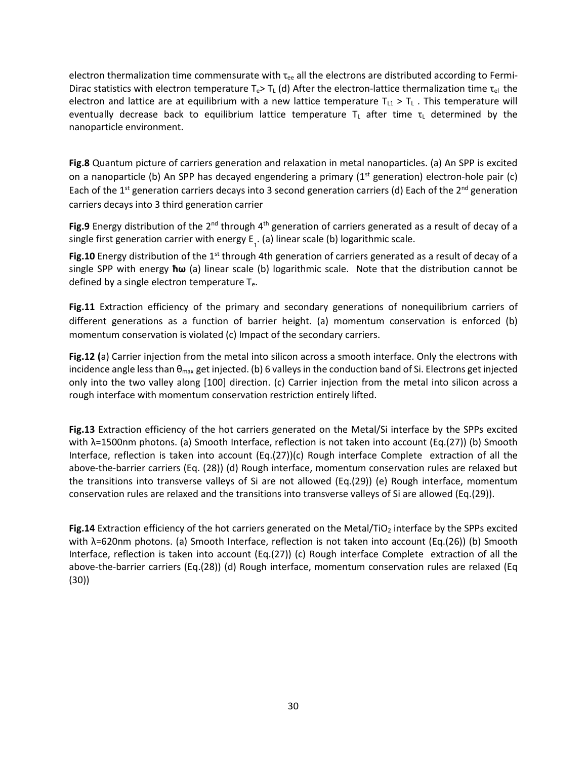electron thermalization time commensurate with $\tau_{ee}$ all the electrons are distributed according to Fermi-Dirac statistics with electron temperature $T_e > T_L$ (d) After the electron-lattice thermalization time $\tau_{el}$ the electron and lattice are at equilibrium with a new lattice temperature $T_{L1} > T_L$ . This temperature will eventually decrease back to equilibrium lattice temperature $T_L$ after time $\tau_L$ determined by the nanoparticle environment.

**Fig.8** Quantum picture of carriers generation and relaxation in metal nanoparticles. (a) An SPP is excited on a nanoparticle (b) An SPP has decayed engendering a primary (1st generation) electron-hole pair (c) Each of the 1st generation carriers decays into 3 second generation carriers (d) Each of the 2nd generation carriers decays into 3 third generation carrier

**Fig.9** Energy distribution of the 2nd through 4th generation of carriers generated as a result of decay of a single first generation carrier with energy $E_1$. (a) linear scale (b) logarithmic scale.

**Fig.10** Energy distribution of the 1st through 4th generation of carriers generated as a result of decay of a single SPP with energy $\hbar\omega$ (a) linear scale (b) logarithmic scale. Note that the distribution cannot be defined by a single electron temperature $T_e$.

**Fig.11** Extraction efficiency of the primary and secondary generations of nonequilibrium carriers of different generations as a function of barrier height. (a) momentum conservation is enforced (b) momentum conservation is violated (c) Impact of the secondary carriers.

**Fig.12** (a) Carrier injection from the metal into silicon across a smooth interface. Only the electrons with incidence angle less than $\theta_{max}$ get injected. (b) 6 valleys in the conduction band of Si. Electrons get injected only into the two valley along [100] direction. (c) Carrier injection from the metal into silicon across a rough interface with momentum conservation restriction entirely lifted.

**Fig.13** Extraction efficiency of the hot carriers generated on the Metal/Si interface by the SPPs excited with $\lambda$=1500nm photons. (a) Smooth Interface, reflection is not taken into account (Eq.(27)) (b) Smooth Interface, reflection is taken into account (Eq.(27))(c) Rough interface Complete extraction of all the above-the-barrier carriers (Eq. (28)) (d) Rough interface, momentum conservation rules are relaxed but the transitions into transverse valleys of Si are not allowed (Eq.(29)) (e) Rough interface, momentum conservation rules are relaxed and the transitions into transverse valleys of Si are allowed (Eq.(29)).

**Fig.14** Extraction efficiency of the hot carriers generated on the Metal/$TiO_2$ interface by the SPPs excited with $\lambda$=620nm photons. (a) Smooth Interface, reflection is not taken into account (Eq.(26)) (b) Smooth Interface, reflection is taken into account (Eq.(27)) (c) Rough interface Complete extraction of all the above-the-barrier carriers (Eq.(28)) (d) Rough interface, momentum conservation rules are relaxed (Eq (30))